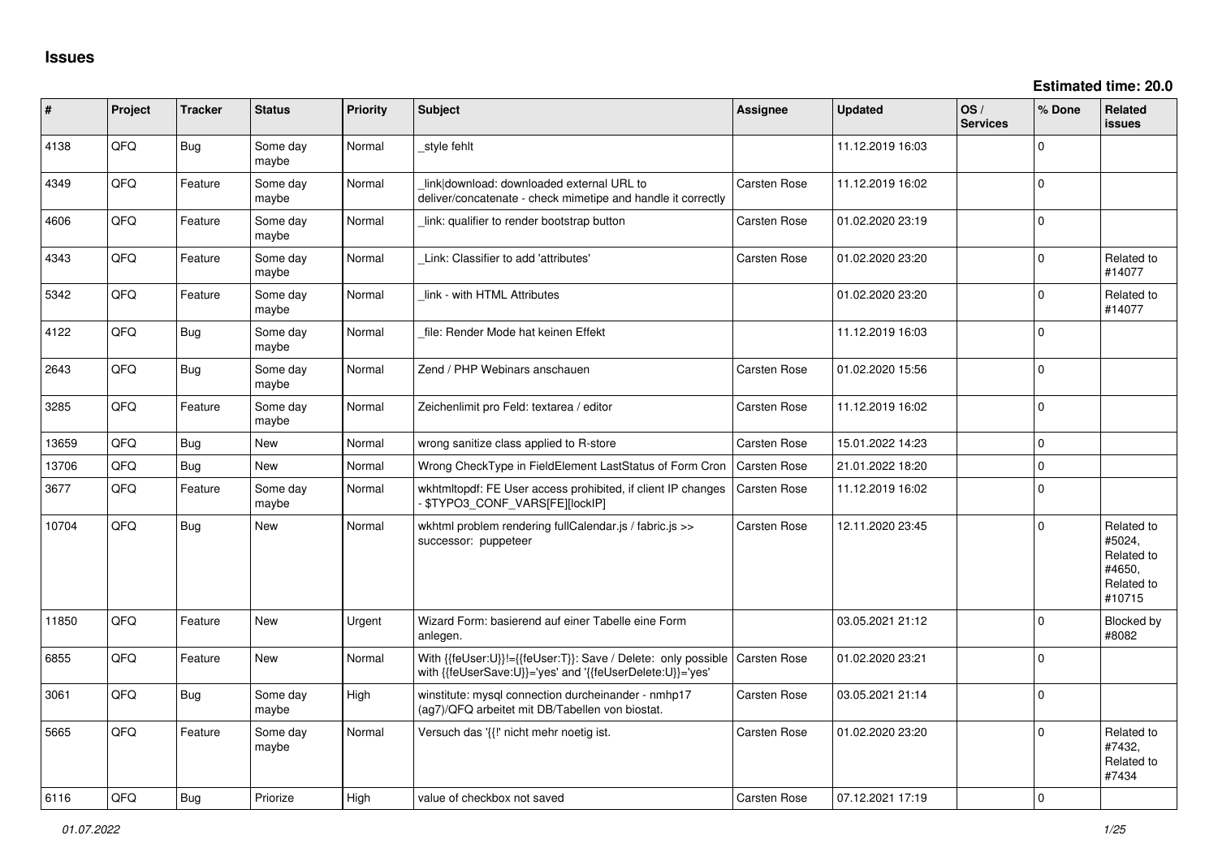# Issues

**Estimated time: 20.0**

| # | Project | Tracker | Status | Priority | Subject | Assignee | Updated | OS / Services | % Done | Related issues |
|---|---|---|---|---|---|---|---|---|---|---|
| 4138 | QFO | Bug | Some day maybe | Normal | _style fehlt | | 11.12.2019 16:03 | | 0 | |
| 4349 | QFO | Feature | Some day maybe | Normal | _link\|download: downloaded external URL to deliver/concatenate - check mimetipe and handle it correctly | Carsten Rose | 11.12.2019 16:02 | | 0 | |
| 4606 | QFO | Feature | Some day maybe | Normal | _link: qualifier to render bootstrap button | Carsten Rose | 01.02.2020 23:19 | | 0 | |
| 4343 | QFO | Feature | Some day maybe | Normal | _Link: Classifier to add 'attributes' | Carsten Rose | 01.02.2020 23:20 | | 0 | Related to #14077 |
| 5342 | QFO | Feature | Some day maybe | Normal | _link - with HTML Attributes | | 01.02.2020 23:20 | | 0 | Related to #14077 |
| 4122 | QFO | Bug | Some day maybe | Normal | _file: Render Mode hat keinen Effekt | | 11.12.2019 16:03 | | 0 | |
| 2643 | QFO | Bug | Some day maybe | Normal | Zend / PHP Webinars anschauen | Carsten Rose | 01.02.2020 15:56 | | 0 | |
| 3285 | QFO | Feature | Some day maybe | Normal | Zeichenlimit pro Feld: textarea / editor | Carsten Rose | 11.12.2019 16:02 | | 0 | |
| 13659 | QFO | Bug | New | Normal | wrong sanitize class applied to R-store | Carsten Rose | 15.01.2022 14:23 | | 0 | |
| 13706 | QFO | Bug | New | Normal | Wrong CheckType in FieldElement LastStatus of Form Cron | Carsten Rose | 21.01.2022 18:20 | | 0 | |
| 3677 | QFO | Feature | Some day maybe | Normal | wkhtmltopdf: FE User access prohibited, if client IP changes - $TYPO3_CONF_VARS[FE][lockIP] | Carsten Rose | 11.12.2019 16:02 | | 0 | |
| 10704 | QFO | Bug | New | Normal | wkhtml problem rendering fullCalendar.js / fabric.js >> successor: puppeteer | Carsten Rose | 12.11.2020 23:45 | | 0 | Related to #5024, Related to #4650, Related to #10715 |
| 11850 | QFO | Feature | New | Urgent | Wizard Form: basierend auf einer Tabelle eine Form anlegen. | | 03.05.2021 21:12 | | 0 | Blocked by #8082 |
| 6855 | QFO | Feature | New | Normal | With {{feUser:U}}!={{feUser:T}}: Save / Delete: only possible with {{feUserSave:U}}='yes' and '{{feUserDelete:U}}='yes' | Carsten Rose | 01.02.2020 23:21 | | 0 | |
| 3061 | QFO | Bug | Some day maybe | High | winstitute: mysql connection durcheinander - nmhp17 (ag7)/QFQ arbeitet mit DB/Tabellen von biostat. | Carsten Rose | 03.05.2021 21:14 | | 0 | |
| 5665 | QFO | Feature | Some day maybe | Normal | Versuch das '{{!' nicht mehr noetig ist. | Carsten Rose | 01.02.2020 23:20 | | 0 | Related to #7432, Related to #7434 |
| 6116 | QFO | Bug | Priorize | High | value of checkbox not saved | Carsten Rose | 07.12.2021 17:19 | | 0 | |

*01.07.2022*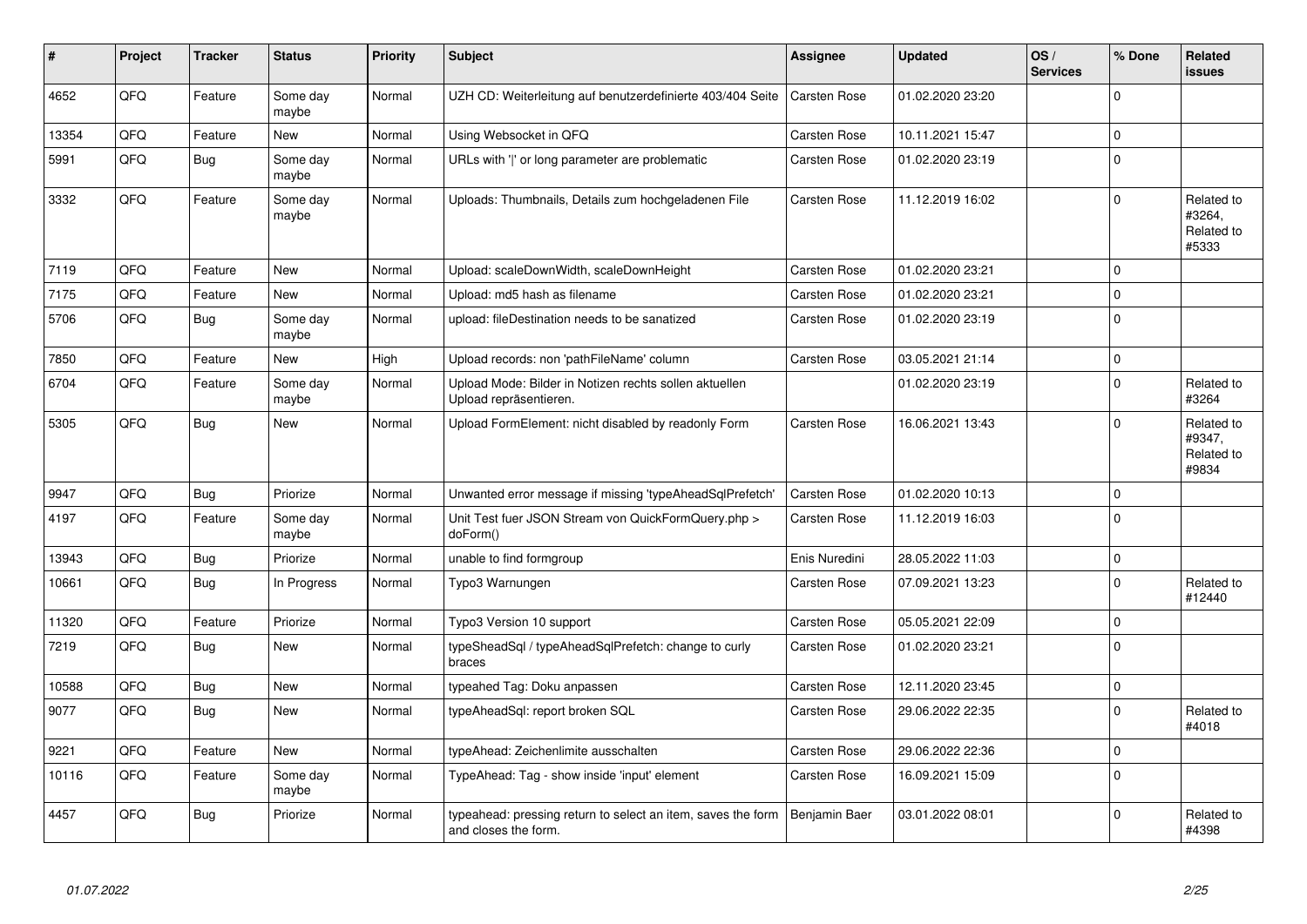| # | Project | Tracker | Status | Priority | Subject | Assignee | Updated | OS / Services | % Done | Related issues |
|---|---|---|---|---|---|---|---|---|---|---|
| 4652 | QFQ | Feature | Some day maybe | Normal | UZH CD: Weiterleitung auf benutzerdefinierte 403/404 Seite | Carsten Rose | 01.02.2020 23:20 | | 0 | |
| 13354 | QFQ | Feature | New | Normal | Using Websocket in QFQ | Carsten Rose | 10.11.2021 15:47 | | 0 | |
| 5991 | QFQ | Bug | Some day maybe | Normal | URLs with '|' or long parameter are problematic | Carsten Rose | 01.02.2020 23:19 | | 0 | |
| 3332 | QFQ | Feature | Some day maybe | Normal | Uploads: Thumbnails, Details zum hochgeladenen File | Carsten Rose | 11.12.2019 16:02 | | 0 | Related to #3264, Related to #5333 |
| 7119 | QFQ | Feature | New | Normal | Upload: scaleDownWidth, scaleDownHeight | Carsten Rose | 01.02.2020 23:21 | | 0 | |
| 7175 | QFQ | Feature | New | Normal | Upload: md5 hash as filename | Carsten Rose | 01.02.2020 23:21 | | 0 | |
| 5706 | QFQ | Bug | Some day maybe | Normal | upload: fileDestination needs to be sanatized | Carsten Rose | 01.02.2020 23:19 | | 0 | |
| 7850 | QFQ | Feature | New | High | Upload records: non 'pathFileName' column | Carsten Rose | 03.05.2021 21:14 | | 0 | |
| 6704 | QFQ | Feature | Some day maybe | Normal | Upload Mode: Bilder in Notizen rechts sollen aktuellen Upload repräsentieren. | | 01.02.2020 23:19 | | 0 | Related to #3264 |
| 5305 | QFQ | Bug | New | Normal | Upload FormElement: nicht disabled by readonly Form | Carsten Rose | 16.06.2021 13:43 | | 0 | Related to #9347, Related to #9834 |
| 9947 | QFQ | Bug | Priorize | Normal | Unwanted error message if missing 'typeAheadSqlPrefetch' | Carsten Rose | 01.02.2020 10:13 | | 0 | |
| 4197 | QFQ | Feature | Some day maybe | Normal | Unit Test fuer JSON Stream von QuickFormQuery.php > doForm() | Carsten Rose | 11.12.2019 16:03 | | 0 | |
| 13943 | QFQ | Bug | Priorize | Normal | unable to find formgroup | Enis Nuredini | 28.05.2022 11:03 | | 0 | |
| 10661 | QFQ | Bug | In Progress | Normal | Typo3 Warnungen | Carsten Rose | 07.09.2021 13:23 | | 0 | Related to #12440 |
| 11320 | QFQ | Feature | Priorize | Normal | Typo3 Version 10 support | Carsten Rose | 05.05.2021 22:09 | | 0 | |
| 7219 | QFQ | Bug | New | Normal | typeSheadSql / typeAheadSqlPrefetch: change to curly braces | Carsten Rose | 01.02.2020 23:21 | | 0 | |
| 10588 | QFQ | Bug | New | Normal | typeahed Tag: Doku anpassen | Carsten Rose | 12.11.2020 23:45 | | 0 | |
| 9077 | QFQ | Bug | New | Normal | typeAheadSql: report broken SQL | Carsten Rose | 29.06.2022 22:35 | | 0 | Related to #4018 |
| 9221 | QFQ | Feature | New | Normal | typeAhead: Zeichenlimite ausschalten | Carsten Rose | 29.06.2022 22:36 | | 0 | |
| 10116 | QFQ | Feature | Some day maybe | Normal | TypeAhead: Tag - show inside 'input' element | Carsten Rose | 16.09.2021 15:09 | | 0 | |
| 4457 | QFQ | Bug | Priorize | Normal | typeahead: pressing return to select an item, saves the form and closes the form. | Benjamin Baer | 03.01.2022 08:01 | | 0 | Related to #4398 |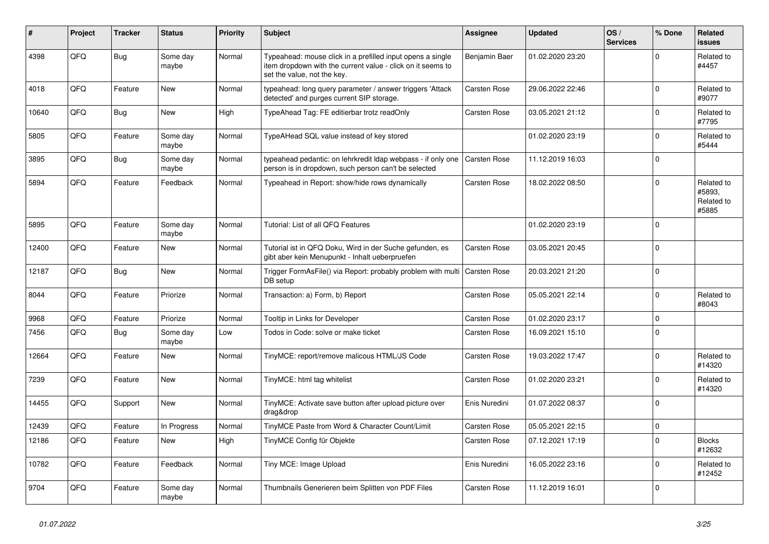| # | Project | Tracker | Status | Priority | Subject | Assignee | Updated | OS / Services | % Done | Related issues |
|---|---|---|---|---|---|---|---|---|---|---|
| 4398 | QFQ | Bug | Some day maybe | Normal | Typeahead: mouse click in a prefilled input opens a single item dropdown with the current value - click on it seems to set the value, not the key. | Benjamin Baer | 01.02.2020 23:20 | | 0 | Related to #4457 |
| 4018 | QFQ | Feature | New | Normal | typeahead: long query parameter / answer triggers 'Attack detected' and purges current SIP storage. | Carsten Rose | 29.06.2022 22:46 | | 0 | Related to #9077 |
| 10640 | QFQ | Bug | New | High | TypeAhead Tag: FE editierbar trotz readOnly | Carsten Rose | 03.05.2021 21:12 | | 0 | Related to #7795 |
| 5805 | QFQ | Feature | Some day maybe | Normal | TypeAHead SQL value instead of key stored | | 01.02.2020 23:19 | | 0 | Related to #5444 |
| 3895 | QFQ | Bug | Some day maybe | Normal | typeahead pedantic: on lehrkredit ldap webpass - if only one person is in dropdown, such person can't be selected | Carsten Rose | 11.12.2019 16:03 | | 0 | |
| 5894 | QFQ | Feature | Feedback | Normal | Typeahead in Report: show/hide rows dynamically | Carsten Rose | 18.02.2022 08:50 | | 0 | Related to #5893, Related to #5885 |
| 5895 | QFQ | Feature | Some day maybe | Normal | Tutorial: List of all QFQ Features | | 01.02.2020 23:19 | | 0 | |
| 12400 | QFQ | Feature | New | Normal | Tutorial ist in QFQ Doku, Wird in der Suche gefunden, es gibt aber kein Menupunkt - Inhalt ueberpruefen | Carsten Rose | 03.05.2021 20:45 | | 0 | |
| 12187 | QFQ | Bug | New | Normal | Trigger FormAsFile() via Report: probably problem with multi DB setup | Carsten Rose | 20.03.2021 21:20 | | 0 | |
| 8044 | QFQ | Feature | Priorize | Normal | Transaction: a) Form, b) Report | Carsten Rose | 05.05.2021 22:14 | | 0 | Related to #8043 |
| 9968 | QFQ | Feature | Priorize | Normal | Tooltip in Links for Developer | Carsten Rose | 01.02.2020 23:17 | | 0 | |
| 7456 | QFQ | Bug | Some day maybe | Low | Todos in Code: solve or make ticket | Carsten Rose | 16.09.2021 15:10 | | 0 | |
| 12664 | QFQ | Feature | New | Normal | TinyMCE: report/remove malicous HTML/JS Code | Carsten Rose | 19.03.2022 17:47 | | 0 | Related to #14320 |
| 7239 | QFQ | Feature | New | Normal | TinyMCE: html tag whitelist | Carsten Rose | 01.02.2020 23:21 | | 0 | Related to #14320 |
| 14455 | QFQ | Support | New | Normal | TinyMCE: Activate save button after upload picture over drag&drop | Enis Nuredini | 01.07.2022 08:37 | | 0 | |
| 12439 | QFQ | Feature | In Progress | Normal | TinyMCE Paste from Word & Character Count/Limit | Carsten Rose | 05.05.2021 22:15 | | 0 | |
| 12186 | QFQ | Feature | New | High | TinyMCE Config für Objekte | Carsten Rose | 07.12.2021 17:19 | | 0 | Blocks #12632 |
| 10782 | QFQ | Feature | Feedback | Normal | Tiny MCE: Image Upload | Enis Nuredini | 16.05.2022 23:16 | | 0 | Related to #12452 |
| 9704 | QFQ | Feature | Some day maybe | Normal | Thumbnails Generieren beim Splitten von PDF Files | Carsten Rose | 11.12.2019 16:01 | | 0 | |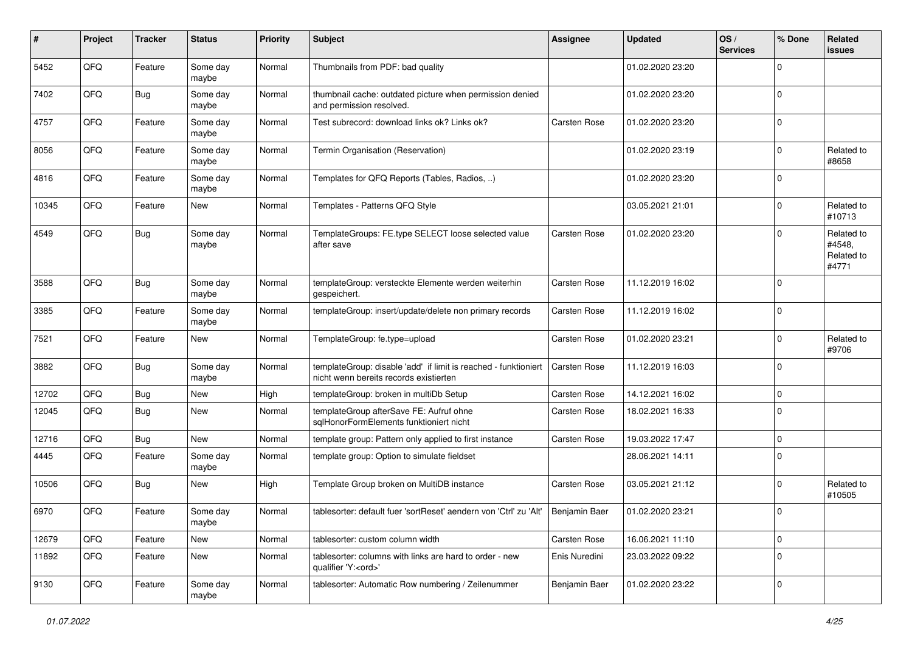| # | Project | Tracker | Status | Priority | Subject | Assignee | Updated | OS / Services | % Done | Related issues |
|---|---|---|---|---|---|---|---|---|---|---|
| 5452 | QFQ | Feature | Some day maybe | Normal | Thumbnails from PDF: bad quality | | 01.02.2020 23:20 | | 0 | |
| 7402 | QFQ | Bug | Some day maybe | Normal | thumbnail cache: outdated picture when permission denied and permission resolved. | | 01.02.2020 23:20 | | 0 | |
| 4757 | QFQ | Feature | Some day maybe | Normal | Test subrecord: download links ok? Links ok? | Carsten Rose | 01.02.2020 23:20 | | 0 | |
| 8056 | QFQ | Feature | Some day maybe | Normal | Termin Organisation (Reservation) | | 01.02.2020 23:19 | | 0 | Related to #8658 |
| 4816 | QFQ | Feature | Some day maybe | Normal | Templates for QFQ Reports (Tables, Radios, ..) | | 01.02.2020 23:20 | | 0 | |
| 10345 | QFQ | Feature | New | Normal | Templates - Patterns QFQ Style | | 03.05.2021 21:01 | | 0 | Related to #10713 |
| 4549 | QFQ | Bug | Some day maybe | Normal | TemplateGroups: FE.type SELECT loose selected value after save | Carsten Rose | 01.02.2020 23:20 | | 0 | Related to #4548, Related to #4771 |
| 3588 | QFQ | Bug | Some day maybe | Normal | templateGroup: versteckte Elemente werden weiterhin gespeichert. | Carsten Rose | 11.12.2019 16:02 | | 0 | |
| 3385 | QFQ | Feature | Some day maybe | Normal | templateGroup: insert/update/delete non primary records | Carsten Rose | 11.12.2019 16:02 | | 0 | |
| 7521 | QFQ | Feature | New | Normal | TemplateGroup: fe.type=upload | Carsten Rose | 01.02.2020 23:21 | | 0 | Related to #9706 |
| 3882 | QFQ | Bug | Some day maybe | Normal | templateGroup: disable 'add' if limit is reached - funktioniert nicht wenn bereits records existierten | Carsten Rose | 11.12.2019 16:03 | | 0 | |
| 12702 | QFQ | Bug | New | High | templateGroup: broken in multiDb Setup | Carsten Rose | 14.12.2021 16:02 | | 0 | |
| 12045 | QFQ | Bug | New | Normal | templateGroup afterSave FE: Aufruf ohne sqlHonorFormElements funktioniert nicht | Carsten Rose | 18.02.2021 16:33 | | 0 | |
| 12716 | QFQ | Bug | New | Normal | template group: Pattern only applied to first instance | Carsten Rose | 19.03.2022 17:47 | | 0 | |
| 4445 | QFQ | Feature | Some day maybe | Normal | template group: Option to simulate fieldset | | 28.06.2021 14:11 | | 0 | |
| 10506 | QFQ | Bug | New | High | Template Group broken on MultiDB instance | Carsten Rose | 03.05.2021 21:12 | | 0 | Related to #10505 |
| 6970 | QFQ | Feature | Some day maybe | Normal | tablesorter: default fuer 'sortReset' aendern von 'Ctrl' zu 'Alt' | Benjamin Baer | 01.02.2020 23:21 | | 0 | |
| 12679 | QFQ | Feature | New | Normal | tablesorter: custom column width | Carsten Rose | 16.06.2021 11:10 | | 0 | |
| 11892 | QFQ | Feature | New | Normal | tablesorter: columns with links are hard to order - new qualifier 'Y:<ord>' | Enis Nuredini | 23.03.2022 09:22 | | 0 | |
| 9130 | QFQ | Feature | Some day maybe | Normal | tablesorter: Automatic Row numbering / Zeilenummer | Benjamin Baer | 01.02.2020 23:22 | | 0 | |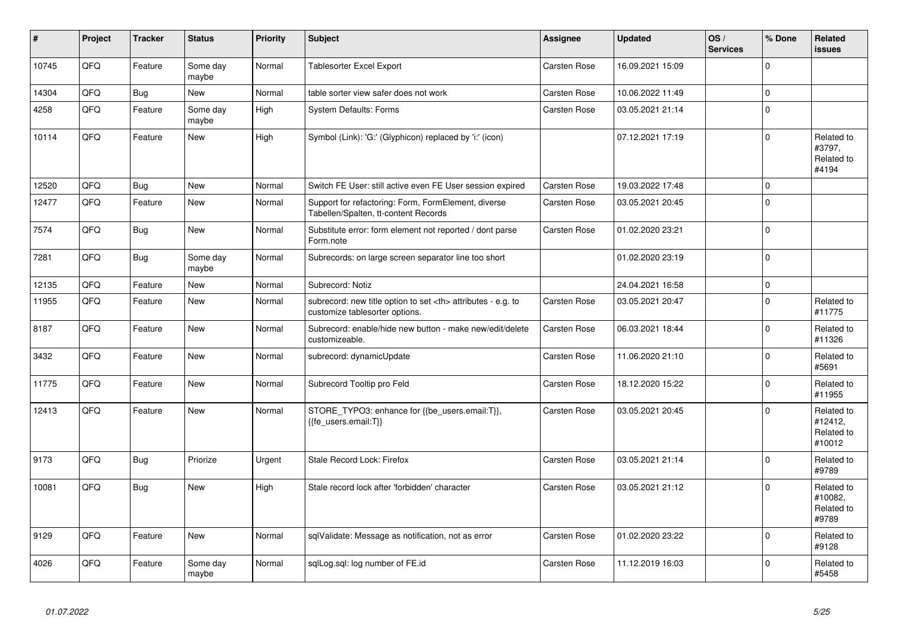| # | Project | Tracker | Status | Priority | Subject | Assignee | Updated | OS / Services | % Done | Related issues |
|---|---|---|---|---|---|---|---|---|---|---|
| 10745 | QFQ | Feature | Some day maybe | Normal | Tablesorter Excel Export | Carsten Rose | 16.09.2021 15:09 | | 0 | |
| 14304 | QFQ | Bug | New | Normal | table sorter view safer does not work | Carsten Rose | 10.06.2022 11:49 | | 0 | |
| 4258 | QFQ | Feature | Some day maybe | High | System Defaults: Forms | Carsten Rose | 03.05.2021 21:14 | | 0 | |
| 10114 | QFQ | Feature | New | High | Symbol (Link): 'G:' (Glyphicon) replaced by 'i:' (icon) | | 07.12.2021 17:19 | | 0 | Related to #3797, Related to #4194 |
| 12520 | QFQ | Bug | New | Normal | Switch FE User: still active even FE User session expired | Carsten Rose | 19.03.2022 17:48 | | 0 | |
| 12477 | QFQ | Feature | New | Normal | Support for refactoring: Form, FormElement, diverse Tabellen/Spalten, tt-content Records | Carsten Rose | 03.05.2021 20:45 | | 0 | |
| 7574 | QFQ | Bug | New | Normal | Substitute error: form element not reported / dont parse Form.note | Carsten Rose | 01.02.2020 23:21 | | 0 | |
| 7281 | QFQ | Bug | Some day maybe | Normal | Subrecords: on large screen separator line too short | | 01.02.2020 23:19 | | 0 | |
| 12135 | QFQ | Feature | New | Normal | Subrecord: Notiz | | 24.04.2021 16:58 | | 0 | |
| 11955 | QFQ | Feature | New | Normal | subrecord: new title option to set <th> attributes - e.g. to customize tablesorter options. | Carsten Rose | 03.05.2021 20:47 | | 0 | Related to #11775 |
| 8187 | QFQ | Feature | New | Normal | Subrecord: enable/hide new button - make new/edit/delete customizeable. | Carsten Rose | 06.03.2021 18:44 | | 0 | Related to #11326 |
| 3432 | QFQ | Feature | New | Normal | subrecord: dynamicUpdate | Carsten Rose | 11.06.2020 21:10 | | 0 | Related to #5691 |
| 11775 | QFQ | Feature | New | Normal | Subrecord Tooltip pro Feld | Carsten Rose | 18.12.2020 15:22 | | 0 | Related to #11955 |
| 12413 | QFQ | Feature | New | Normal | STORE_TYPO3: enhance for {{be_users.email:T}}, {{fe_users.email:T}} | Carsten Rose | 03.05.2021 20:45 | | 0 | Related to #12412, Related to #10012 |
| 9173 | QFQ | Bug | Priorize | Urgent | Stale Record Lock: Firefox | Carsten Rose | 03.05.2021 21:14 | | 0 | Related to #9789 |
| 10081 | QFQ | Bug | New | High | Stale record lock after 'forbidden' character | Carsten Rose | 03.05.2021 21:12 | | 0 | Related to #10082, Related to #9789 |
| 9129 | QFQ | Feature | New | Normal | sqlValidate: Message as notification, not as error | Carsten Rose | 01.02.2020 23:22 | | 0 | Related to #9128 |
| 4026 | QFQ | Feature | Some day maybe | Normal | sqlLog.sql: log number of FE.id | Carsten Rose | 11.12.2019 16:03 | | 0 | Related to #5458 |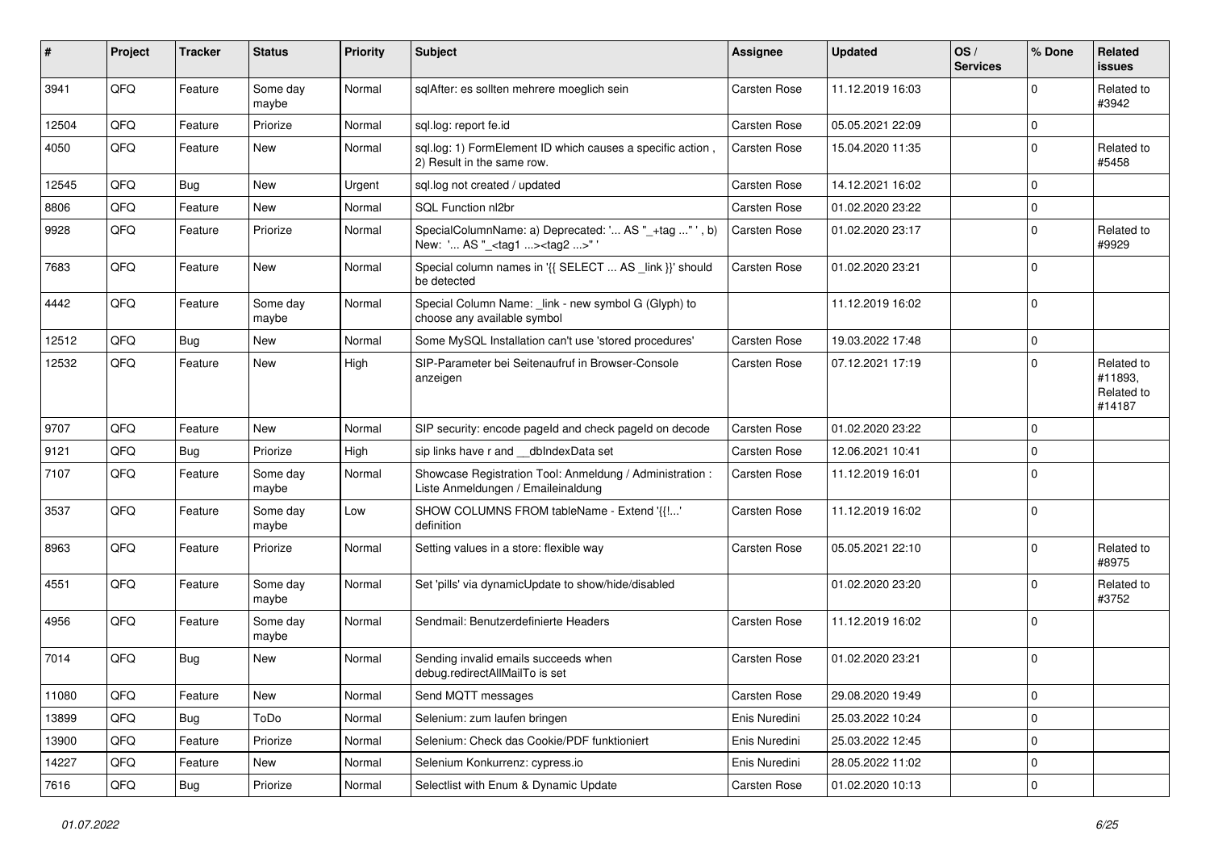| # | Project | Tracker | Status | Priority | Subject | Assignee | Updated | OS / Services | % Done | Related issues |
|---|---|---|---|---|---|---|---|---|---|---|
| 3941 | QFQ | Feature | Some day maybe | Normal | sqlAfter: es sollten mehrere moeglich sein | Carsten Rose | 11.12.2019 16:03 | | 0 | Related to #3942 |
| 12504 | QFQ | Feature | Priorize | Normal | sql.log: report fe.id | Carsten Rose | 05.05.2021 22:09 | | 0 | |
| 4050 | QFQ | Feature | New | Normal | sql.log: 1) FormElement ID which causes a specific action , 2) Result in the same row. | Carsten Rose | 15.04.2020 11:35 | | 0 | Related to #5458 |
| 12545 | QFQ | Bug | New | Urgent | sql.log not created / updated | Carsten Rose | 14.12.2021 16:02 | | 0 | |
| 8806 | QFQ | Feature | New | Normal | SQL Function nl2br | Carsten Rose | 01.02.2020 23:22 | | 0 | |
| 9928 | QFQ | Feature | Priorize | Normal | SpecialColumnName: a) Deprecated: '... AS "_+tag ..." ', b) New: '... AS "_<tag1 ...><tag2 ...>" ' | Carsten Rose | 01.02.2020 23:17 | | 0 | Related to #9929 |
| 7683 | QFQ | Feature | New | Normal | Special column names in '{{ SELECT ... AS _link }}' should be detected | Carsten Rose | 01.02.2020 23:21 | | 0 | |
| 4442 | QFQ | Feature | Some day maybe | Normal | Special Column Name: _link - new symbol G (Glyph) to choose any available symbol | | 11.12.2019 16:02 | | 0 | |
| 12512 | QFQ | Bug | New | Normal | Some MySQL Installation can't use 'stored procedures' | Carsten Rose | 19.03.2022 17:48 | | 0 | |
| 12532 | QFQ | Feature | New | High | SIP-Parameter bei Seitenaufruf in Browser-Console anzeigen | Carsten Rose | 07.12.2021 17:19 | | 0 | Related to #11893, Related to #14187 |
| 9707 | QFQ | Feature | New | Normal | SIP security: encode pageId and check pageId on decode | Carsten Rose | 01.02.2020 23:22 | | 0 | |
| 9121 | QFQ | Bug | Priorize | High | sip links have r and __dbIndexData set | Carsten Rose | 12.06.2021 10:41 | | 0 | |
| 7107 | QFQ | Feature | Some day maybe | Normal | Showcase Registration Tool: Anmeldung / Administration : Liste Anmeldungen / Emaileinaldung | Carsten Rose | 11.12.2019 16:01 | | 0 | |
| 3537 | QFQ | Feature | Some day maybe | Low | SHOW COLUMNS FROM tableName - Extend '{{!...' definition | Carsten Rose | 11.12.2019 16:02 | | 0 | |
| 8963 | QFQ | Feature | Priorize | Normal | Setting values in a store: flexible way | Carsten Rose | 05.05.2021 22:10 | | 0 | Related to #8975 |
| 4551 | QFQ | Feature | Some day maybe | Normal | Set 'pills' via dynamicUpdate to show/hide/disabled | | 01.02.2020 23:20 | | 0 | Related to #3752 |
| 4956 | QFQ | Feature | Some day maybe | Normal | Sendmail: Benutzerdefinierte Headers | Carsten Rose | 11.12.2019 16:02 | | 0 | |
| 7014 | QFQ | Bug | New | Normal | Sending invalid emails succeeds when debug.redirectAllMailTo is set | Carsten Rose | 01.02.2020 23:21 | | 0 | |
| 11080 | QFQ | Feature | New | Normal | Send MQTT messages | Carsten Rose | 29.08.2020 19:49 | | 0 | |
| 13899 | QFQ | Bug | ToDo | Normal | Selenium: zum laufen bringen | Enis Nuredini | 25.03.2022 10:24 | | 0 | |
| 13900 | QFQ | Feature | Priorize | Normal | Selenium: Check das Cookie/PDF funktioniert | Enis Nuredini | 25.03.2022 12:45 | | 0 | |
| 14227 | QFQ | Feature | New | Normal | Selenium Konkurrenz: cypress.io | Enis Nuredini | 28.05.2022 11:02 | | 0 | |
| 7616 | QFQ | Bug | Priorize | Normal | Selectlist with Enum & Dynamic Update | Carsten Rose | 01.02.2020 10:13 | | 0 | |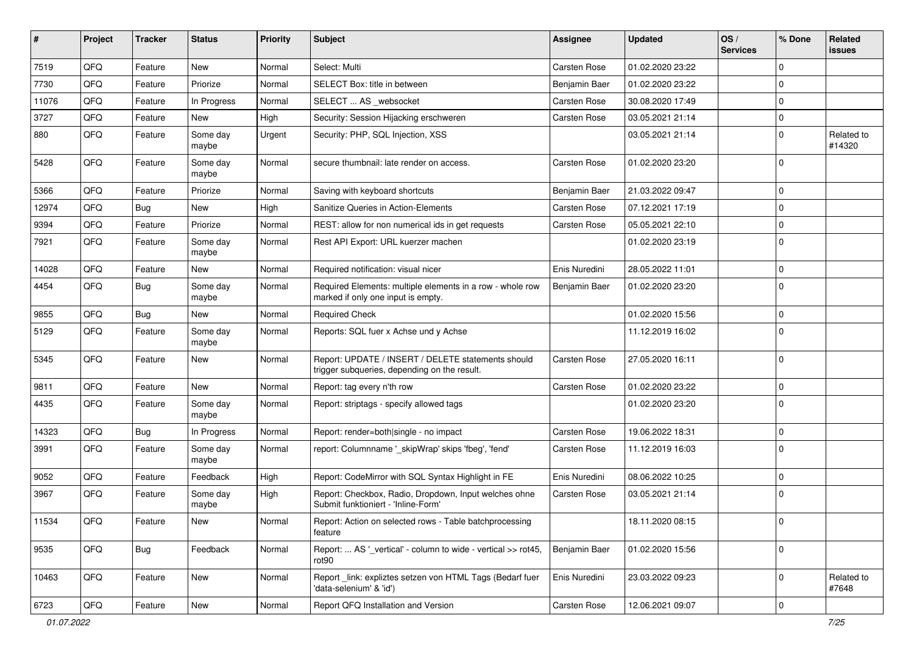| # | Project | Tracker | Status | Priority | Subject | Assignee | Updated | OS / Services | % Done | Related issues |
|---|---|---|---|---|---|---|---|---|---|---|
| 7519 | QFQ | Feature | New | Normal | Select: Multi | Carsten Rose | 01.02.2020 23:22 | | 0 | |
| 7730 | QFQ | Feature | Priorize | Normal | SELECT Box: title in between | Benjamin Baer | 01.02.2020 23:22 | | 0 | |
| 11076 | QFQ | Feature | In Progress | Normal | SELECT ... AS _websocket | Carsten Rose | 30.08.2020 17:49 | | 0 | |
| 3727 | QFQ | Feature | New | High | Security: Session Hijacking erschweren | Carsten Rose | 03.05.2021 21:14 | | 0 | |
| 880 | QFQ | Feature | Some day maybe | Urgent | Security: PHP, SQL Injection, XSS | | 03.05.2021 21:14 | | 0 | Related to #14320 |
| 5428 | QFQ | Feature | Some day maybe | Normal | secure thumbnail: late render on access. | Carsten Rose | 01.02.2020 23:20 | | 0 | |
| 5366 | QFQ | Feature | Priorize | Normal | Saving with keyboard shortcuts | Benjamin Baer | 21.03.2022 09:47 | | 0 | |
| 12974 | QFQ | Bug | New | High | Sanitize Queries in Action-Elements | Carsten Rose | 07.12.2021 17:19 | | 0 | |
| 9394 | QFQ | Feature | Priorize | Normal | REST: allow for non numerical ids in get requests | Carsten Rose | 05.05.2021 22:10 | | 0 | |
| 7921 | QFQ | Feature | Some day maybe | Normal | Rest API Export: URL kuerzer machen | | 01.02.2020 23:19 | | 0 | |
| 14028 | QFQ | Feature | New | Normal | Required notification: visual nicer | Enis Nuredini | 28.05.2022 11:01 | | 0 | |
| 4454 | QFQ | Bug | Some day maybe | Normal | Required Elements: multiple elements in a row - whole row marked if only one input is empty. | Benjamin Baer | 01.02.2020 23:20 | | 0 | |
| 9855 | QFQ | Bug | New | Normal | Required Check | | 01.02.2020 15:56 | | 0 | |
| 5129 | QFQ | Feature | Some day maybe | Normal | Reports: SQL fuer x Achse und y Achse | | 11.12.2019 16:02 | | 0 | |
| 5345 | QFQ | Feature | New | Normal | Report: UPDATE / INSERT / DELETE statements should trigger subqueries, depending on the result. | Carsten Rose | 27.05.2020 16:11 | | 0 | |
| 9811 | QFQ | Feature | New | Normal | Report: tag every n'th row | Carsten Rose | 01.02.2020 23:22 | | 0 | |
| 4435 | QFQ | Feature | Some day maybe | Normal | Report: striptags - specify allowed tags | | 01.02.2020 23:20 | | 0 | |
| 14323 | QFQ | Bug | In Progress | Normal | Report: render=both\|single - no impact | Carsten Rose | 19.06.2022 18:31 | | 0 | |
| 3991 | QFQ | Feature | Some day maybe | Normal | report: Columnname '_skipWrap' skips 'fbeg', 'fend' | Carsten Rose | 11.12.2019 16:03 | | 0 | |
| 9052 | QFQ | Feature | Feedback | High | Report: CodeMirror with SQL Syntax Highlight in FE | Enis Nuredini | 08.06.2022 10:25 | | 0 | |
| 3967 | QFQ | Feature | Some day maybe | High | Report: Checkbox, Radio, Dropdown, Input welches ohne Submit funktioniert - 'Inline-Form' | Carsten Rose | 03.05.2021 21:14 | | 0 | |
| 11534 | QFQ | Feature | New | Normal | Report: Action on selected rows - Table batchprocessing feature | | 18.11.2020 08:15 | | 0 | |
| 9535 | QFQ | Bug | Feedback | Normal | Report: ... AS '_vertical' - column to wide - vertical >> rot45, rot90 | Benjamin Baer | 01.02.2020 15:56 | | 0 | |
| 10463 | QFQ | Feature | New | Normal | Report _link: expliztes setzen von HTML Tags (Bedarf fuer 'data-selenium' & 'id') | Enis Nuredini | 23.03.2022 09:23 | | 0 | Related to #7648 |
| 6723 | QFQ | Feature | New | Normal | Report QFQ Installation and Version | Carsten Rose | 12.06.2021 09:07 | | 0 | |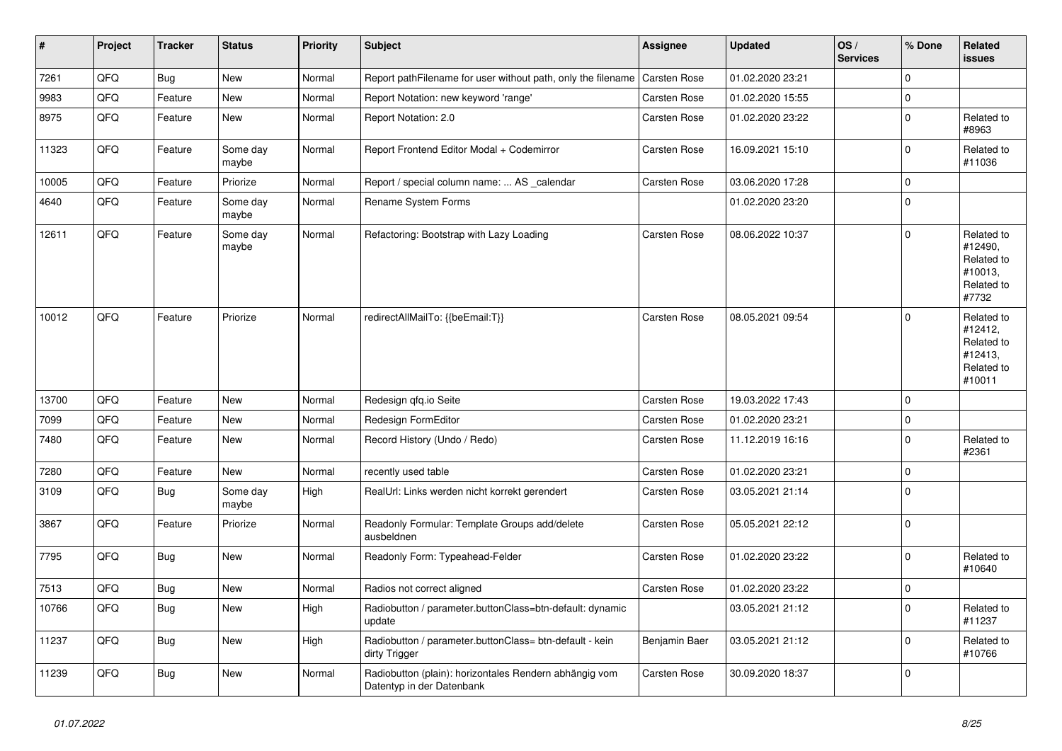| # | Project | Tracker | Status | Priority | Subject | Assignee | Updated | OS / Services | % Done | Related issues |
|---|---|---|---|---|---|---|---|---|---|---|
| 7261 | QFQ | Bug | New | Normal | Report pathFilename for user without path, only the filename | Carsten Rose | 01.02.2020 23:21 | | 0 | |
| 9983 | QFQ | Feature | New | Normal | Report Notation: new keyword 'range' | Carsten Rose | 01.02.2020 15:55 | | 0 | |
| 8975 | QFQ | Feature | New | Normal | Report Notation: 2.0 | Carsten Rose | 01.02.2020 23:22 | | 0 | Related to #8963 |
| 11323 | QFQ | Feature | Some day maybe | Normal | Report Frontend Editor Modal + Codemirror | Carsten Rose | 16.09.2021 15:10 | | 0 | Related to #11036 |
| 10005 | QFQ | Feature | Priorize | Normal | Report / special column name: ... AS _calendar | Carsten Rose | 03.06.2020 17:28 | | 0 | |
| 4640 | QFQ | Feature | Some day maybe | Normal | Rename System Forms | | 01.02.2020 23:20 | | 0 | |
| 12611 | QFQ | Feature | Some day maybe | Normal | Refactoring: Bootstrap with Lazy Loading | Carsten Rose | 08.06.2022 10:37 | | 0 | Related to #12490, Related to #10013, Related to #7732 |
| 10012 | QFQ | Feature | Priorize | Normal | redirectAllMailTo: {{beEmail:T}} | Carsten Rose | 08.05.2021 09:54 | | 0 | Related to #12412, Related to #12413, Related to #10011 |
| 13700 | QFQ | Feature | New | Normal | Redesign qfq.io Seite | Carsten Rose | 19.03.2022 17:43 | | 0 | |
| 7099 | QFQ | Feature | New | Normal | Redesign FormEditor | Carsten Rose | 01.02.2020 23:21 | | 0 | |
| 7480 | QFQ | Feature | New | Normal | Record History (Undo / Redo) | Carsten Rose | 11.12.2019 16:16 | | 0 | Related to #2361 |
| 7280 | QFQ | Feature | New | Normal | recently used table | Carsten Rose | 01.02.2020 23:21 | | 0 | |
| 3109 | QFQ | Bug | Some day maybe | High | RealUrl: Links werden nicht korrekt gerendert | Carsten Rose | 03.05.2021 21:14 | | 0 | |
| 3867 | QFQ | Feature | Priorize | Normal | Readonly Formular: Template Groups add/delete ausbeldnen | Carsten Rose | 05.05.2021 22:12 | | 0 | |
| 7795 | QFQ | Bug | New | Normal | Readonly Form: Typeahead-Felder | Carsten Rose | 01.02.2020 23:22 | | 0 | Related to #10640 |
| 7513 | QFQ | Bug | New | Normal | Radios not correct aligned | Carsten Rose | 01.02.2020 23:22 | | 0 | |
| 10766 | QFQ | Bug | New | High | Radiobutton / parameter.buttonClass=btn-default: dynamic update | | 03.05.2021 21:12 | | 0 | Related to #11237 |
| 11237 | QFQ | Bug | New | High | Radiobutton / parameter.buttonClass= btn-default - kein dirty Trigger | Benjamin Baer | 03.05.2021 21:12 | | 0 | Related to #10766 |
| 11239 | QFQ | Bug | New | Normal | Radiobutton (plain): horizontales Rendern abhängig vom Datentyp in der Datenbank | Carsten Rose | 30.09.2020 18:37 | | 0 | |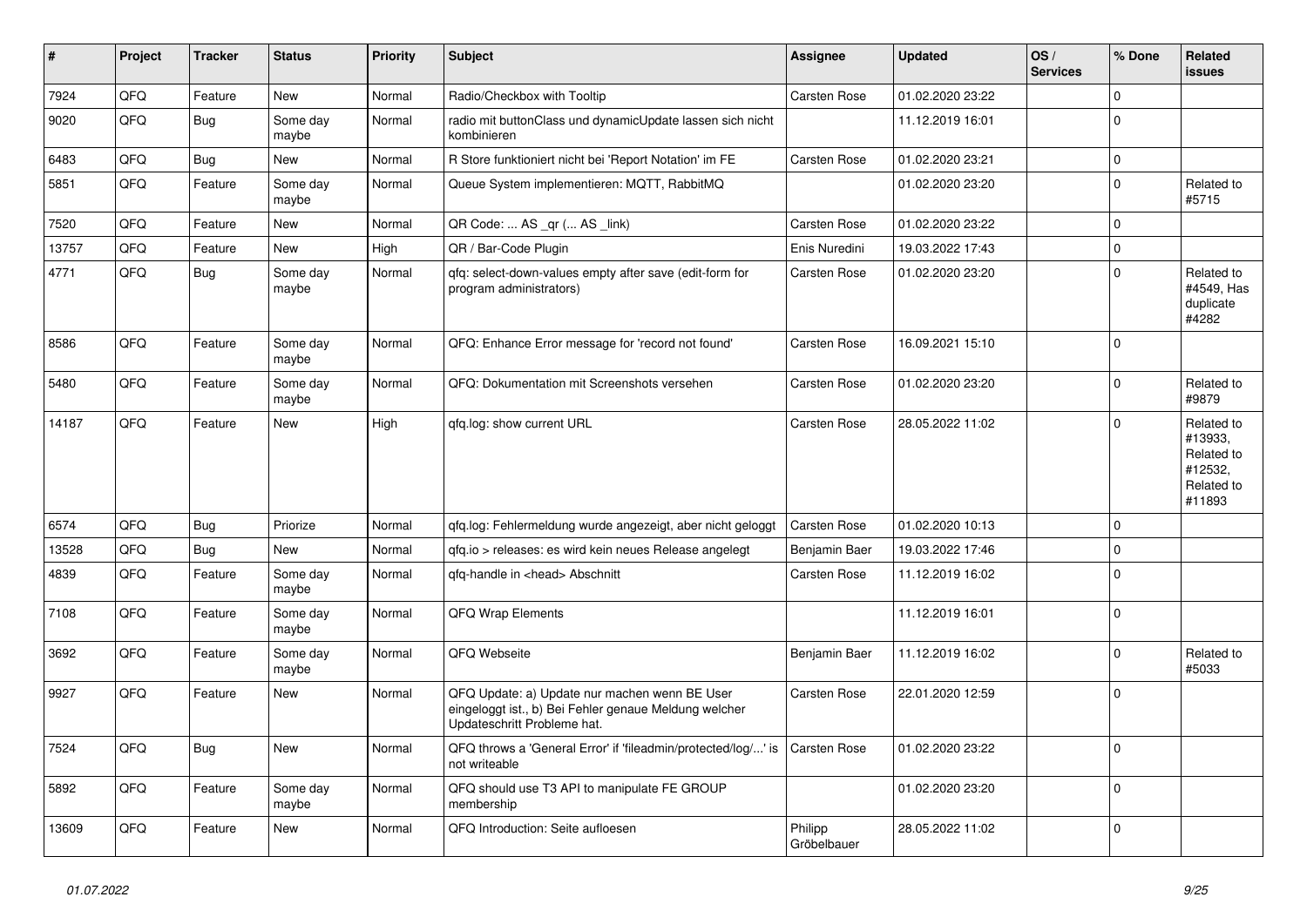| # | Project | Tracker | Status | Priority | Subject | Assignee | Updated | OS / Services | % Done | Related issues |
|---|---|---|---|---|---|---|---|---|---|---|
| 7924 | QFQ | Feature | New | Normal | Radio/Checkbox with Tooltip | Carsten Rose | 01.02.2020 23:22 | | 0 | |
| 9020 | QFQ | Bug | Some day maybe | Normal | radio mit buttonClass und dynamicUpdate lassen sich nicht kombinieren | | 11.12.2019 16:01 | | 0 | |
| 6483 | QFQ | Bug | New | Normal | R Store funktioniert nicht bei 'Report Notation' im FE | Carsten Rose | 01.02.2020 23:21 | | 0 | |
| 5851 | QFQ | Feature | Some day maybe | Normal | Queue System implementieren: MQTT, RabbitMQ | | 01.02.2020 23:20 | | 0 | Related to #5715 |
| 7520 | QFQ | Feature | New | Normal | QR Code: ... AS _qr ( ... AS _link) | Carsten Rose | 01.02.2020 23:22 | | 0 | |
| 13757 | QFQ | Feature | New | High | QR / Bar-Code Plugin | Enis Nuredini | 19.03.2022 17:43 | | 0 | |
| 4771 | QFQ | Bug | Some day maybe | Normal | qfq: select-down-values empty after save (edit-form for program administrators) | Carsten Rose | 01.02.2020 23:20 | | 0 | Related to #4549, Has duplicate #4282 |
| 8586 | QFQ | Feature | Some day maybe | Normal | QFQ: Enhance Error message for 'record not found' | Carsten Rose | 16.09.2021 15:10 | | 0 | |
| 5480 | QFQ | Feature | Some day maybe | Normal | QFQ: Dokumentation mit Screenshots versehen | Carsten Rose | 01.02.2020 23:20 | | 0 | Related to #9879 |
| 14187 | QFQ | Feature | New | High | qfq.log: show current URL | Carsten Rose | 28.05.2022 11:02 | | 0 | Related to #13933, Related to #12532, Related to #11893 |
| 6574 | QFQ | Bug | Priorize | Normal | qfq.log: Fehlermeldung wurde angezeigt, aber nicht geloggt | Carsten Rose | 01.02.2020 10:13 | | 0 | |
| 13528 | QFQ | Bug | New | Normal | qfq.io > releases: es wird kein neues Release angelegt | Benjamin Baer | 19.03.2022 17:46 | | 0 | |
| 4839 | QFQ | Feature | Some day maybe | Normal | qfq-handle in <head> Abschnitt | Carsten Rose | 11.12.2019 16:02 | | 0 | |
| 7108 | QFQ | Feature | Some day maybe | Normal | QFQ Wrap Elements | | 11.12.2019 16:01 | | 0 | |
| 3692 | QFQ | Feature | Some day maybe | Normal | QFQ Webseite | Benjamin Baer | 11.12.2019 16:02 | | 0 | Related to #5033 |
| 9927 | QFQ | Feature | New | Normal | QFQ Update: a) Update nur machen wenn BE User eingeloggt ist., b) Bei Fehler genaue Meldung welcher Updateschritt Probleme hat. | Carsten Rose | 22.01.2020 12:59 | | 0 | |
| 7524 | QFQ | Bug | New | Normal | QFQ throws a 'General Error' if 'fileadmin/protected/log/...' is not writeable | Carsten Rose | 01.02.2020 23:22 | | 0 | |
| 5892 | QFQ | Feature | Some day maybe | Normal | QFQ should use T3 API to manipulate FE GROUP membership | | 01.02.2020 23:20 | | 0 | |
| 13609 | QFQ | Feature | New | Normal | QFQ Introduction: Seite aufloesen | Philipp Gröbelbauer | 28.05.2022 11:02 | | 0 | |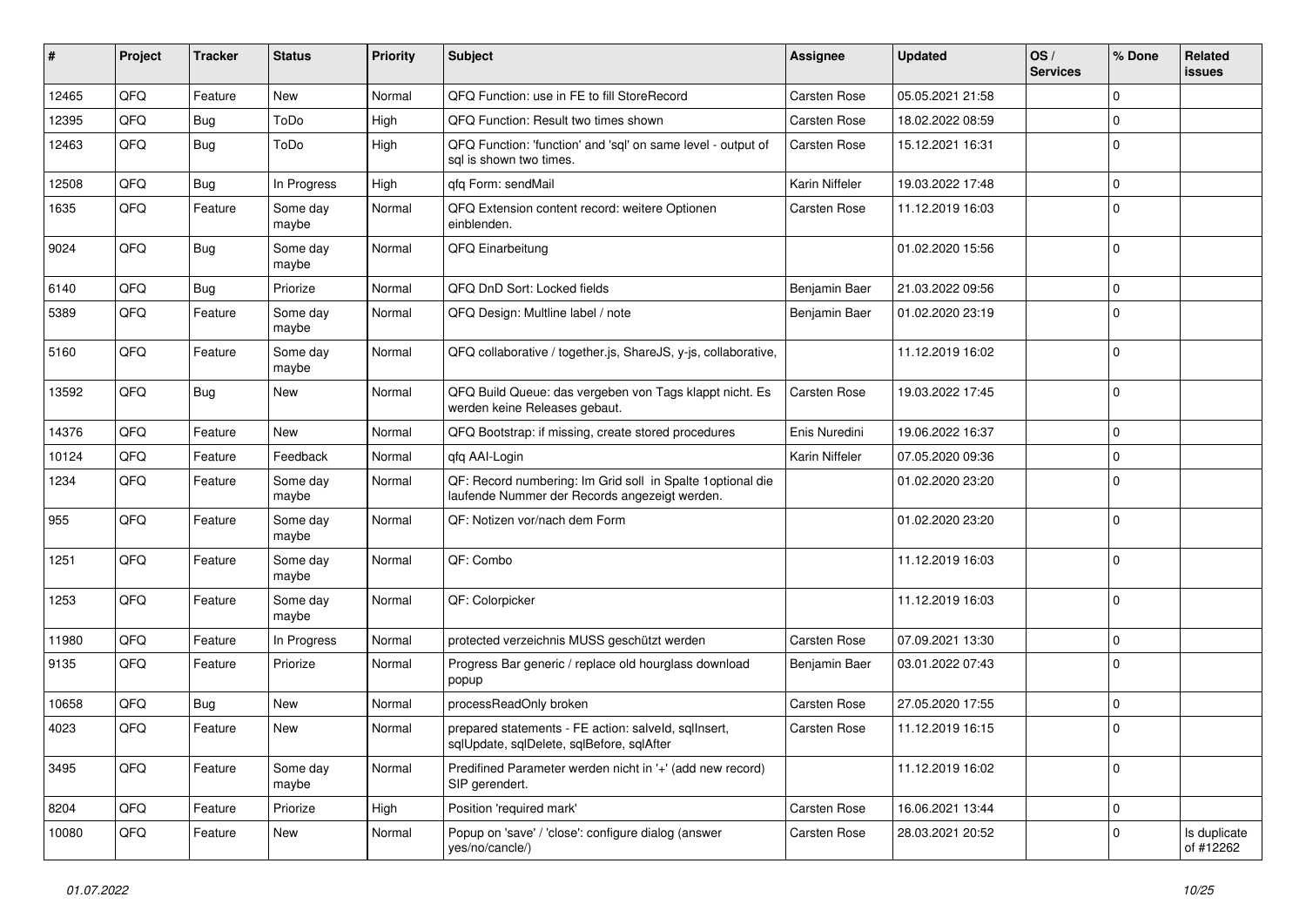| # | Project | Tracker | Status | Priority | Subject | Assignee | Updated | OS / Services | % Done | Related issues |
|---|---|---|---|---|---|---|---|---|---|---|
| 12465 | QFQ | Feature | New | Normal | QFQ Function: use in FE to fill StoreRecord | Carsten Rose | 05.05.2021 21:58 | | 0 | |
| 12395 | QFQ | Bug | ToDo | High | QFQ Function: Result two times shown | Carsten Rose | 18.02.2022 08:59 | | 0 | |
| 12463 | QFQ | Bug | ToDo | High | QFQ Function: 'function' and 'sql' on same level - output of sql is shown two times. | Carsten Rose | 15.12.2021 16:31 | | 0 | |
| 12508 | QFQ | Bug | In Progress | High | qfq Form: sendMail | Karin Niffeler | 19.03.2022 17:48 | | 0 | |
| 1635 | QFQ | Feature | Some day maybe | Normal | QFQ Extension content record: weitere Optionen einblenden. | Carsten Rose | 11.12.2019 16:03 | | 0 | |
| 9024 | QFQ | Bug | Some day maybe | Normal | QFQ Einarbeitung | | 01.02.2020 15:56 | | 0 | |
| 6140 | QFQ | Bug | Priorize | Normal | QFQ DnD Sort: Locked fields | Benjamin Baer | 21.03.2022 09:56 | | 0 | |
| 5389 | QFQ | Feature | Some day maybe | Normal | QFQ Design: Multline label / note | Benjamin Baer | 01.02.2020 23:19 | | 0 | |
| 5160 | QFQ | Feature | Some day maybe | Normal | QFQ collaborative / together.js, ShareJS, y-js, collaborative, | | 11.12.2019 16:02 | | 0 | |
| 13592 | QFQ | Bug | New | Normal | QFQ Build Queue: das vergeben von Tags klappt nicht. Es werden keine Releases gebaut. | Carsten Rose | 19.03.2022 17:45 | | 0 | |
| 14376 | QFQ | Feature | New | Normal | QFQ Bootstrap: if missing, create stored procedures | Enis Nuredini | 19.06.2022 16:37 | | 0 | |
| 10124 | QFQ | Feature | Feedback | Normal | qfq AAI-Login | Karin Niffeler | 07.05.2020 09:36 | | 0 | |
| 1234 | QFQ | Feature | Some day maybe | Normal | QF: Record numbering: Im Grid soll in Spalte 1optional die laufende Nummer der Records angezeigt werden. | | 01.02.2020 23:20 | | 0 | |
| 955 | QFQ | Feature | Some day maybe | Normal | QF: Notizen vor/nach dem Form | | 01.02.2020 23:20 | | 0 | |
| 1251 | QFQ | Feature | Some day maybe | Normal | QF: Combo | | 11.12.2019 16:03 | | 0 | |
| 1253 | QFQ | Feature | Some day maybe | Normal | QF: Colorpicker | | 11.12.2019 16:03 | | 0 | |
| 11980 | QFQ | Feature | In Progress | Normal | protected verzeichnis MUSS geschützt werden | Carsten Rose | 07.09.2021 13:30 | | 0 | |
| 9135 | QFQ | Feature | Priorize | Normal | Progress Bar generic / replace old hourglass download popup | Benjamin Baer | 03.01.2022 07:43 | | 0 | |
| 10658 | QFQ | Bug | New | Normal | processReadOnly broken | Carsten Rose | 27.05.2020 17:55 | | 0 | |
| 4023 | QFQ | Feature | New | Normal | prepared statements - FE action: salveld, sqlInsert, sqlUpdate, sqlDelete, sqlBefore, sqlAfter | Carsten Rose | 11.12.2019 16:15 | | 0 | |
| 3495 | QFQ | Feature | Some day maybe | Normal | Predifined Parameter werden nicht in '+' (add new record) SIP gerendert. | | 11.12.2019 16:02 | | 0 | |
| 8204 | QFQ | Feature | Priorize | High | Position 'required mark' | Carsten Rose | 16.06.2021 13:44 | | 0 | |
| 10080 | QFQ | Feature | New | Normal | Popup on 'save' / 'close': configure dialog (answer yes/no/cancle/) | Carsten Rose | 28.03.2021 20:52 | | 0 | Is duplicate of #12262 |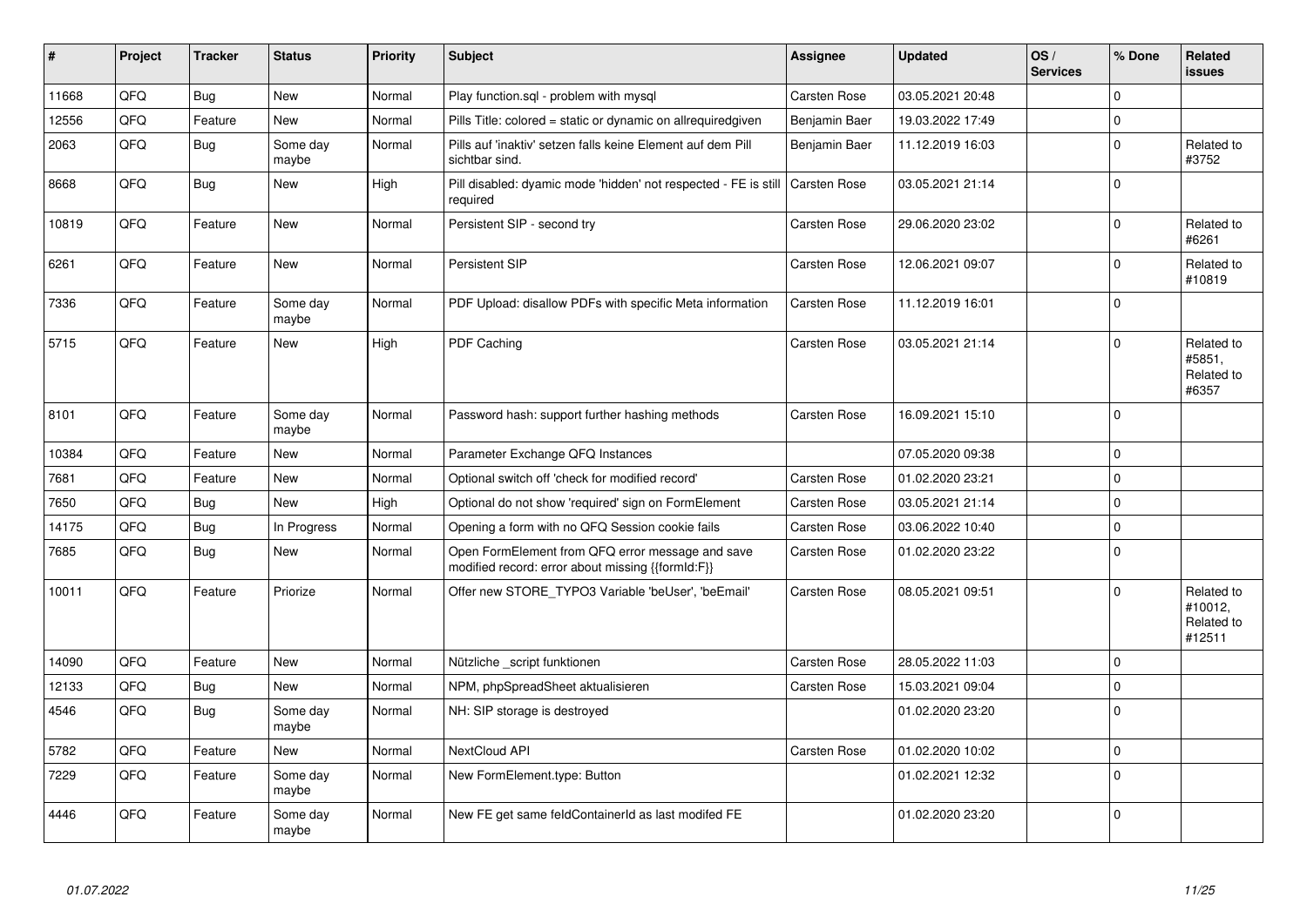| # | Project | Tracker | Status | Priority | Subject | Assignee | Updated | OS / Services | % Done | Related issues |
|---|---|---|---|---|---|---|---|---|---|---|
| 11668 | QFQ | Bug | New | Normal | Play function.sql - problem with mysql | Carsten Rose | 03.05.2021 20:48 | | 0 | |
| 12556 | QFQ | Feature | New | Normal | Pills Title: colored = static or dynamic on allrequiredgiven | Benjamin Baer | 19.03.2022 17:49 | | 0 | |
| 2063 | QFQ | Bug | Some day maybe | Normal | Pills auf 'inaktiv' setzen falls keine Element auf dem Pill sichtbar sind. | Benjamin Baer | 11.12.2019 16:03 | | 0 | Related to #3752 |
| 8668 | QFQ | Bug | New | High | Pill disabled: dyamic mode 'hidden' not respected - FE is still required | Carsten Rose | 03.05.2021 21:14 | | 0 | |
| 10819 | QFQ | Feature | New | Normal | Persistent SIP - second try | Carsten Rose | 29.06.2020 23:02 | | 0 | Related to #6261 |
| 6261 | QFQ | Feature | New | Normal | Persistent SIP | Carsten Rose | 12.06.2021 09:07 | | 0 | Related to #10819 |
| 7336 | QFQ | Feature | Some day maybe | Normal | PDF Upload: disallow PDFs with specific Meta information | Carsten Rose | 11.12.2019 16:01 | | 0 | |
| 5715 | QFQ | Feature | New | High | PDF Caching | Carsten Rose | 03.05.2021 21:14 | | 0 | Related to #5851, Related to #6357 |
| 8101 | QFQ | Feature | Some day maybe | Normal | Password hash: support further hashing methods | Carsten Rose | 16.09.2021 15:10 | | 0 | |
| 10384 | QFQ | Feature | New | Normal | Parameter Exchange QFQ Instances | | 07.05.2020 09:38 | | 0 | |
| 7681 | QFQ | Feature | New | Normal | Optional switch off 'check for modified record' | Carsten Rose | 01.02.2020 23:21 | | 0 | |
| 7650 | QFQ | Bug | New | High | Optional do not show 'required' sign on FormElement | Carsten Rose | 03.05.2021 21:14 | | 0 | |
| 14175 | QFQ | Bug | In Progress | Normal | Opening a form with no QFQ Session cookie fails | Carsten Rose | 03.06.2022 10:40 | | 0 | |
| 7685 | QFQ | Bug | New | Normal | Open FormElement from QFQ error message and save modified record: error about missing {{formId:F}} | Carsten Rose | 01.02.2020 23:22 | | 0 | |
| 10011 | QFQ | Feature | Priorize | Normal | Offer new STORE_TYPO3 Variable 'beUser', 'beEmail' | Carsten Rose | 08.05.2021 09:51 | | 0 | Related to #10012, Related to #12511 |
| 14090 | QFQ | Feature | New | Normal | Nützliche _script funktionen | Carsten Rose | 28.05.2022 11:03 | | 0 | |
| 12133 | QFQ | Bug | New | Normal | NPM, phpSpreadSheet aktualisieren | Carsten Rose | 15.03.2021 09:04 | | 0 | |
| 4546 | QFQ | Bug | Some day maybe | Normal | NH: SIP storage is destroyed | | 01.02.2020 23:20 | | 0 | |
| 5782 | QFQ | Feature | New | Normal | NextCloud API | Carsten Rose | 01.02.2020 10:02 | | 0 | |
| 7229 | QFQ | Feature | Some day maybe | Normal | New FormElement.type: Button | | 01.02.2021 12:32 | | 0 | |
| 4446 | QFQ | Feature | Some day maybe | Normal | New FE get same feldContainerId as last modifed FE | | 01.02.2020 23:20 | | 0 | |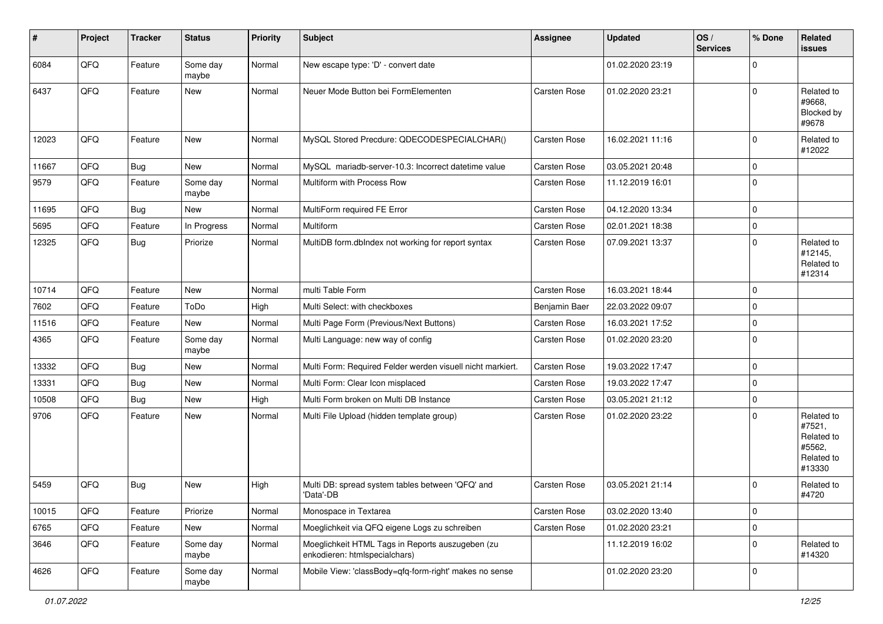| # | Project | Tracker | Status | Priority | Subject | Assignee | Updated | OS / Services | % Done | Related issues |
|---|---|---|---|---|---|---|---|---|---|---|
| 6084 | QFQ | Feature | Some day maybe | Normal | New escape type: 'D' - convert date | | 01.02.2020 23:19 | | 0 | |
| 6437 | QFQ | Feature | New | Normal | Neuer Mode Button bei FormElementen | Carsten Rose | 01.02.2020 23:21 | | 0 | Related to #9668, Blocked by #9678 |
| 12023 | QFQ | Feature | New | Normal | MySQL Stored Precdure: QDECODESPECIALCHAR() | Carsten Rose | 16.02.2021 11:16 | | 0 | Related to #12022 |
| 11667 | QFQ | Bug | New | Normal | MySQL mariadb-server-10.3: Incorrect datetime value | Carsten Rose | 03.05.2021 20:48 | | 0 | |
| 9579 | QFQ | Feature | Some day maybe | Normal | Multiform with Process Row | Carsten Rose | 11.12.2019 16:01 | | 0 | |
| 11695 | QFQ | Bug | New | Normal | MultiForm required FE Error | Carsten Rose | 04.12.2020 13:34 | | 0 | |
| 5695 | QFQ | Feature | In Progress | Normal | Multiform | Carsten Rose | 02.01.2021 18:38 | | 0 | |
| 12325 | QFQ | Bug | Priorize | Normal | MultiDB form.dbIndex not working for report syntax | Carsten Rose | 07.09.2021 13:37 | | 0 | Related to #12145, Related to #12314 |
| 10714 | QFQ | Feature | New | Normal | multi Table Form | Carsten Rose | 16.03.2021 18:44 | | 0 | |
| 7602 | QFQ | Feature | ToDo | High | Multi Select: with checkboxes | Benjamin Baer | 22.03.2022 09:07 | | 0 | |
| 11516 | QFQ | Feature | New | Normal | Multi Page Form (Previous/Next Buttons) | Carsten Rose | 16.03.2021 17:52 | | 0 | |
| 4365 | QFQ | Feature | Some day maybe | Normal | Multi Language: new way of config | Carsten Rose | 01.02.2020 23:20 | | 0 | |
| 13332 | QFQ | Bug | New | Normal | Multi Form: Required Felder werden visuell nicht markiert. | Carsten Rose | 19.03.2022 17:47 | | 0 | |
| 13331 | QFQ | Bug | New | Normal | Multi Form: Clear Icon misplaced | Carsten Rose | 19.03.2022 17:47 | | 0 | |
| 10508 | QFQ | Bug | New | High | Multi Form broken on Multi DB Instance | Carsten Rose | 03.05.2021 21:12 | | 0 | |
| 9706 | QFQ | Feature | New | Normal | Multi File Upload (hidden template group) | Carsten Rose | 01.02.2020 23:22 | | 0 | Related to #7521, Related to #5562, Related to #13330 |
| 5459 | QFQ | Bug | New | High | Multi DB: spread system tables between 'QFQ' and 'Data'-DB | Carsten Rose | 03.05.2021 21:14 | | 0 | Related to #4720 |
| 10015 | QFQ | Feature | Priorize | Normal | Monospace in Textarea | Carsten Rose | 03.02.2020 13:40 | | 0 | |
| 6765 | QFQ | Feature | New | Normal | Moeglichkeit via QFQ eigene Logs zu schreiben | Carsten Rose | 01.02.2020 23:21 | | 0 | |
| 3646 | QFQ | Feature | Some day maybe | Normal | Moeglichkeit HTML Tags in Reports auszugeben (zu enkodieren: htmlspecialchars) | | 11.12.2019 16:02 | | 0 | Related to #14320 |
| 4626 | QFQ | Feature | Some day maybe | Normal | Mobile View: 'classBody=qfq-form-right' makes no sense | | 01.02.2020 23:20 | | 0 | |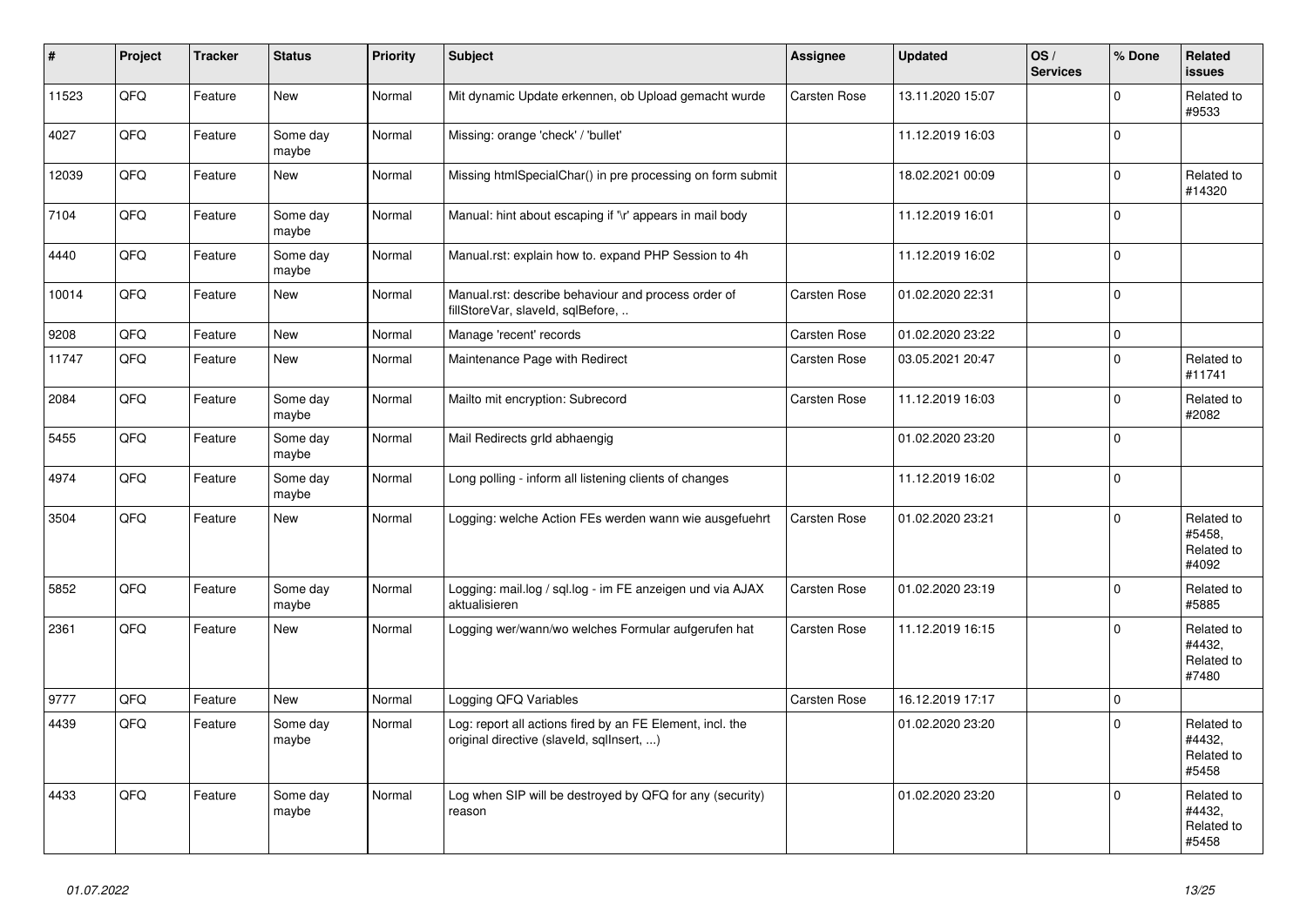| # | Project | Tracker | Status | Priority | Subject | Assignee | Updated | OS / Services | % Done | Related issues |
|---|---|---|---|---|---|---|---|---|---|---|
| 11523 | QFQ | Feature | New | Normal | Mit dynamic Update erkennen, ob Upload gemacht wurde | Carsten Rose | 13.11.2020 15:07 | | 0 | Related to #9533 |
| 4027 | QFQ | Feature | Some day maybe | Normal | Missing: orange 'check' / 'bullet' | | 11.12.2019 16:03 | | 0 | |
| 12039 | QFQ | Feature | New | Normal | Missing htmlSpecialChar() in pre processing on form submit | | 18.02.2021 00:09 | | 0 | Related to #14320 |
| 7104 | QFQ | Feature | Some day maybe | Normal | Manual: hint about escaping if '\r' appears in mail body | | 11.12.2019 16:01 | | 0 | |
| 4440 | QFQ | Feature | Some day maybe | Normal | Manual.rst: explain how to. expand PHP Session to 4h | | 11.12.2019 16:02 | | 0 | |
| 10014 | QFQ | Feature | New | Normal | Manual.rst: describe behaviour and process order of fillStoreVar, slaveId, sqlBefore, .. | Carsten Rose | 01.02.2020 22:31 | | 0 | |
| 9208 | QFQ | Feature | New | Normal | Manage 'recent' records | Carsten Rose | 01.02.2020 23:22 | | 0 | |
| 11747 | QFQ | Feature | New | Normal | Maintenance Page with Redirect | Carsten Rose | 03.05.2021 20:47 | | 0 | Related to #11741 |
| 2084 | QFQ | Feature | Some day maybe | Normal | Mailto mit encryption: Subrecord | Carsten Rose | 11.12.2019 16:03 | | 0 | Related to #2082 |
| 5455 | QFQ | Feature | Some day maybe | Normal | Mail Redirects grId abhaengig | | 01.02.2020 23:20 | | 0 | |
| 4974 | QFQ | Feature | Some day maybe | Normal | Long polling - inform all listening clients of changes | | 11.12.2019 16:02 | | 0 | |
| 3504 | QFQ | Feature | New | Normal | Logging: welche Action FEs werden wann wie ausgefuehrt | Carsten Rose | 01.02.2020 23:21 | | 0 | Related to #5458, Related to #4092 |
| 5852 | QFQ | Feature | Some day maybe | Normal | Logging: mail.log / sql.log - im FE anzeigen und via AJAX aktualisieren | Carsten Rose | 01.02.2020 23:19 | | 0 | Related to #5885 |
| 2361 | QFQ | Feature | New | Normal | Logging wer/wann/wo welches Formular aufgerufen hat | Carsten Rose | 11.12.2019 16:15 | | 0 | Related to #4432, Related to #7480 |
| 9777 | QFQ | Feature | New | Normal | Logging QFQ Variables | Carsten Rose | 16.12.2019 17:17 | | 0 | |
| 4439 | QFQ | Feature | Some day maybe | Normal | Log: report all actions fired by an FE Element, incl. the original directive (slaveId, sqlInsert, ...) | | 01.02.2020 23:20 | | 0 | Related to #4432, Related to #5458 |
| 4433 | QFQ | Feature | Some day maybe | Normal | Log when SIP will be destroyed by QFQ for any (security) reason | | 01.02.2020 23:20 | | 0 | Related to #4432, Related to #5458 |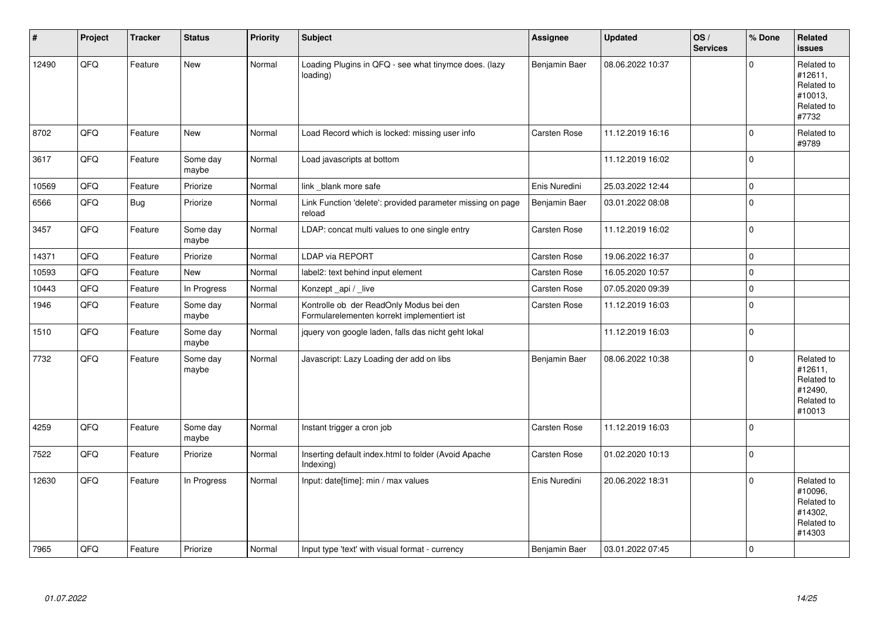| # | Project | Tracker | Status | Priority | Subject | Assignee | Updated | OS / Services | % Done | Related issues |
|---|---|---|---|---|---|---|---|---|---|---|
| 12490 | QFQ | Feature | New | Normal | Loading Plugins in QFQ - see what tinymce does. (lazy loading) | Benjamin Baer | 08.06.2022 10:37 | | 0 | Related to #12611, Related to #10013, Related to #7732 |
| 8702 | QFQ | Feature | New | Normal | Load Record which is locked: missing user info | Carsten Rose | 11.12.2019 16:16 | | 0 | Related to #9789 |
| 3617 | QFQ | Feature | Some day maybe | Normal | Load javascripts at bottom | | 11.12.2019 16:02 | | 0 | |
| 10569 | QFQ | Feature | Priorize | Normal | link _blank more safe | Enis Nuredini | 25.03.2022 12:44 | | 0 | |
| 6566 | QFQ | Bug | Priorize | Normal | Link Function 'delete': provided parameter missing on page reload | Benjamin Baer | 03.01.2022 08:08 | | 0 | |
| 3457 | QFQ | Feature | Some day maybe | Normal | LDAP: concat multi values to one single entry | Carsten Rose | 11.12.2019 16:02 | | 0 | |
| 14371 | QFQ | Feature | Priorize | Normal | LDAP via REPORT | Carsten Rose | 19.06.2022 16:37 | | 0 | |
| 10593 | QFQ | Feature | New | Normal | label2: text behind input element | Carsten Rose | 16.05.2020 10:57 | | 0 | |
| 10443 | QFQ | Feature | In Progress | Normal | Konzept _api / _live | Carsten Rose | 07.05.2020 09:39 | | 0 | |
| 1946 | QFQ | Feature | Some day maybe | Normal | Kontrolle ob der ReadOnly Modus bei den Formularelementen korrekt implementiert ist | Carsten Rose | 11.12.2019 16:03 | | 0 | |
| 1510 | QFQ | Feature | Some day maybe | Normal | jquery von google laden, falls das nicht geht lokal | | 11.12.2019 16:03 | | 0 | |
| 7732 | QFQ | Feature | Some day maybe | Normal | Javascript: Lazy Loading der add on libs | Benjamin Baer | 08.06.2022 10:38 | | 0 | Related to #12611, Related to #12490, Related to #10013 |
| 4259 | QFQ | Feature | Some day maybe | Normal | Instant trigger a cron job | Carsten Rose | 11.12.2019 16:03 | | 0 | |
| 7522 | QFQ | Feature | Priorize | Normal | Inserting default index.html to folder (Avoid Apache Indexing) | Carsten Rose | 01.02.2020 10:13 | | 0 | |
| 12630 | QFQ | Feature | In Progress | Normal | Input: date[time]: min / max values | Enis Nuredini | 20.06.2022 18:31 | | 0 | Related to #10096, Related to #14302, Related to #14303 |
| 7965 | QFQ | Feature | Priorize | Normal | Input type 'text' with visual format - currency | Benjamin Baer | 03.01.2022 07:45 | | 0 | |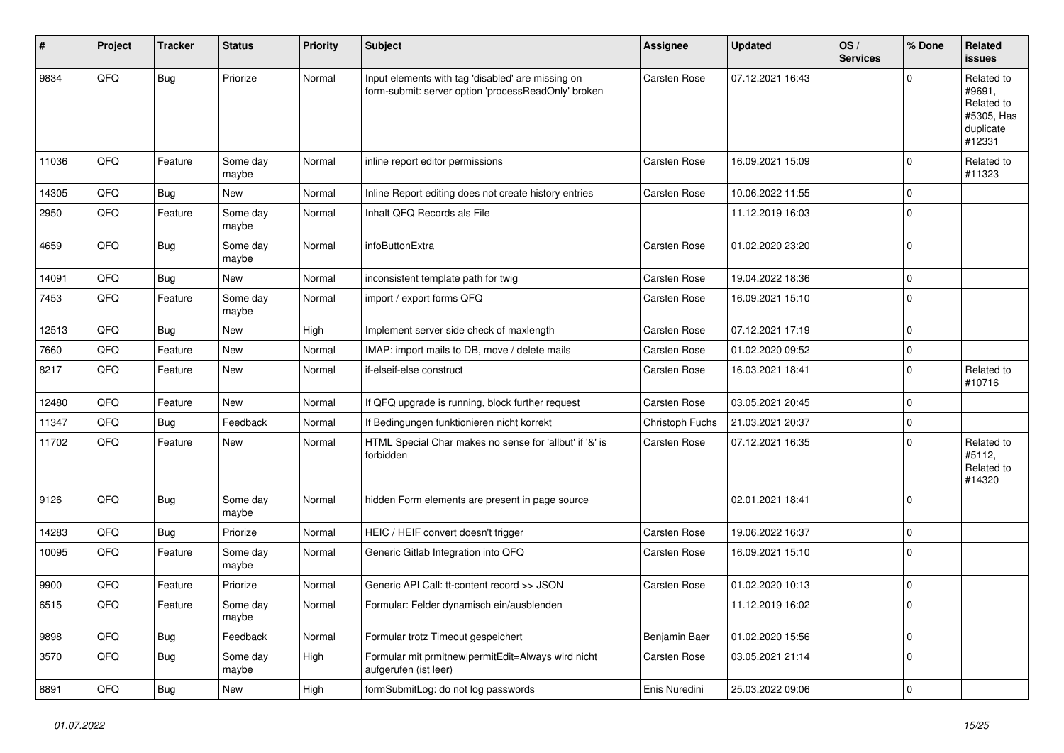| # | Project | Tracker | Status | Priority | Subject | Assignee | Updated | OS / Services | % Done | Related issues |
|---|---|---|---|---|---|---|---|---|---|---|
| 9834 | QFQ | Bug | Priorize | Normal | Input elements with tag 'disabled' are missing on form-submit: server option 'processReadOnly' broken | Carsten Rose | 07.12.2021 16:43 | | 0 | Related to #9691, Related to #5305, Has duplicate #12331 |
| 11036 | QFQ | Feature | Some day maybe | Normal | inline report editor permissions | Carsten Rose | 16.09.2021 15:09 | | 0 | Related to #11323 |
| 14305 | QFQ | Bug | New | Normal | Inline Report editing does not create history entries | Carsten Rose | 10.06.2022 11:55 | | 0 | |
| 2950 | QFQ | Feature | Some day maybe | Normal | Inhalt QFQ Records als File | | 11.12.2019 16:03 | | 0 | |
| 4659 | QFQ | Bug | Some day maybe | Normal | infoButtonExtra | Carsten Rose | 01.02.2020 23:20 | | 0 | |
| 14091 | QFQ | Bug | New | Normal | inconsistent template path for twig | Carsten Rose | 19.04.2022 18:36 | | 0 | |
| 7453 | QFQ | Feature | Some day maybe | Normal | import / export forms QFQ | Carsten Rose | 16.09.2021 15:10 | | 0 | |
| 12513 | QFQ | Bug | New | High | Implement server side check of maxlength | Carsten Rose | 07.12.2021 17:19 | | 0 | |
| 7660 | QFQ | Feature | New | Normal | IMAP: import mails to DB, move / delete mails | Carsten Rose | 01.02.2020 09:52 | | 0 | |
| 8217 | QFQ | Feature | New | Normal | if-elseif-else construct | Carsten Rose | 16.03.2021 18:41 | | 0 | Related to #10716 |
| 12480 | QFQ | Feature | New | Normal | If QFQ upgrade is running, block further request | Carsten Rose | 03.05.2021 20:45 | | 0 | |
| 11347 | QFQ | Bug | Feedback | Normal | If Bedingungen funktionieren nicht korrekt | Christoph Fuchs | 21.03.2021 20:37 | | 0 | |
| 11702 | QFQ | Feature | New | Normal | HTML Special Char makes no sense for 'allbut' if '&' is forbidden | Carsten Rose | 07.12.2021 16:35 | | 0 | Related to #5112, Related to #14320 |
| 9126 | QFQ | Bug | Some day maybe | Normal | hidden Form elements are present in page source | | 02.01.2021 18:41 | | 0 | |
| 14283 | QFQ | Bug | Priorize | Normal | HEIC / HEIF convert doesn't trigger | Carsten Rose | 19.06.2022 16:37 | | 0 | |
| 10095 | QFQ | Feature | Some day maybe | Normal | Generic Gitlab Integration into QFQ | Carsten Rose | 16.09.2021 15:10 | | 0 | |
| 9900 | QFQ | Feature | Priorize | Normal | Generic API Call: tt-content record >> JSON | Carsten Rose | 01.02.2020 10:13 | | 0 | |
| 6515 | QFQ | Feature | Some day maybe | Normal | Formular: Felder dynamisch ein/ausblenden | | 11.12.2019 16:02 | | 0 | |
| 9898 | QFQ | Bug | Feedback | Normal | Formular trotz Timeout gespeichert | Benjamin Baer | 01.02.2020 15:56 | | 0 | |
| 3570 | QFQ | Bug | Some day maybe | High | Formular mit prmitnew\|permitEdit=Always wird nicht aufgerufen (ist leer) | Carsten Rose | 03.05.2021 21:14 | | 0 | |
| 8891 | QFQ | Bug | New | High | formSubmitLog: do not log passwords | Enis Nuredini | 25.03.2022 09:06 | | 0 | |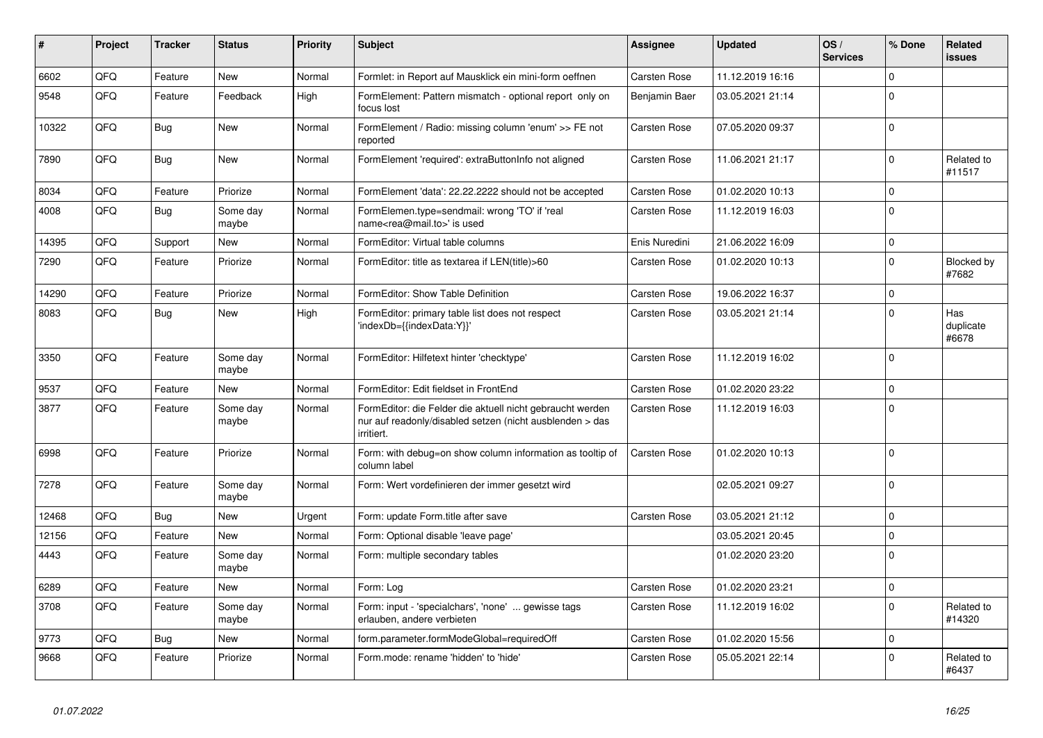| # | Project | Tracker | Status | Priority | Subject | Assignee | Updated | OS / Services | % Done | Related issues |
|---|---|---|---|---|---|---|---|---|---|---|
| 6602 | QFQ | Feature | New | Normal | Formlet: in Report auf Mausklick ein mini-form oeffnen | Carsten Rose | 11.12.2019 16:16 | | 0 | |
| 9548 | QFQ | Feature | Feedback | High | FormElement: Pattern mismatch - optional report only on focus lost | Benjamin Baer | 03.05.2021 21:14 | | 0 | |
| 10322 | QFQ | Bug | New | Normal | FormElement / Radio: missing column 'enum' >> FE not reported | Carsten Rose | 07.05.2020 09:37 | | 0 | |
| 7890 | QFQ | Bug | New | Normal | FormElement 'required': extraButtonInfo not aligned | Carsten Rose | 11.06.2021 21:17 | | 0 | Related to #11517 |
| 8034 | QFQ | Feature | Priorize | Normal | FormElement 'data': 22.22.2222 should not be accepted | Carsten Rose | 01.02.2020 10:13 | | 0 | |
| 4008 | QFQ | Bug | Some day maybe | Normal | FormElemen.type=sendmail: wrong 'TO' if 'real name<rea@mail.to>' is used | Carsten Rose | 11.12.2019 16:03 | | 0 | |
| 14395 | QFQ | Support | New | Normal | FormEditor: Virtual table columns | Enis Nuredini | 21.06.2022 16:09 | | 0 | |
| 7290 | QFQ | Feature | Priorize | Normal | FormEditor: title as textarea if LEN(title)>60 | Carsten Rose | 01.02.2020 10:13 | | 0 | Blocked by #7682 |
| 14290 | QFQ | Feature | Priorize | Normal | FormEditor: Show Table Definition | Carsten Rose | 19.06.2022 16:37 | | 0 | |
| 8083 | QFQ | Bug | New | High | FormEditor: primary table list does not respect 'indexDb={{indexData:Y}}' | Carsten Rose | 03.05.2021 21:14 | | 0 | Has duplicate #6678 |
| 3350 | QFQ | Feature | Some day maybe | Normal | FormEditor: Hilfetext hinter 'checktype' | Carsten Rose | 11.12.2019 16:02 | | 0 | |
| 9537 | QFQ | Feature | New | Normal | FormEditor: Edit fieldset in FrontEnd | Carsten Rose | 01.02.2020 23:22 | | 0 | |
| 3877 | QFQ | Feature | Some day maybe | Normal | FormEditor: die Felder die aktuell nicht gebraucht werden nur auf readonly/disabled setzen (nicht ausblenden > das irritiert. | Carsten Rose | 11.12.2019 16:03 | | 0 | |
| 6998 | QFQ | Feature | Priorize | Normal | Form: with debug=on show column information as tooltip of column label | Carsten Rose | 01.02.2020 10:13 | | 0 | |
| 7278 | QFQ | Feature | Some day maybe | Normal | Form: Wert vordefinieren der immer gesetzt wird | | 02.05.2021 09:27 | | 0 | |
| 12468 | QFQ | Bug | New | Urgent | Form: update Form.title after save | Carsten Rose | 03.05.2021 21:12 | | 0 | |
| 12156 | QFQ | Feature | New | Normal | Form: Optional disable 'leave page' | | 03.05.2021 20:45 | | 0 | |
| 4443 | QFQ | Feature | Some day maybe | Normal | Form: multiple secondary tables | | 01.02.2020 23:20 | | 0 | |
| 6289 | QFQ | Feature | New | Normal | Form: Log | Carsten Rose | 01.02.2020 23:21 | | 0 | |
| 3708 | QFQ | Feature | Some day maybe | Normal | Form: input - 'specialchars', 'none' ... gewisse tags erlauben, andere verbieten | Carsten Rose | 11.12.2019 16:02 | | 0 | Related to #14320 |
| 9773 | QFQ | Bug | New | Normal | form.parameter.formModeGlobal=requiredOff | Carsten Rose | 01.02.2020 15:56 | | 0 | |
| 9668 | QFQ | Feature | Priorize | Normal | Form.mode: rename 'hidden' to 'hide' | Carsten Rose | 05.05.2021 22:14 | | 0 | Related to #6437 |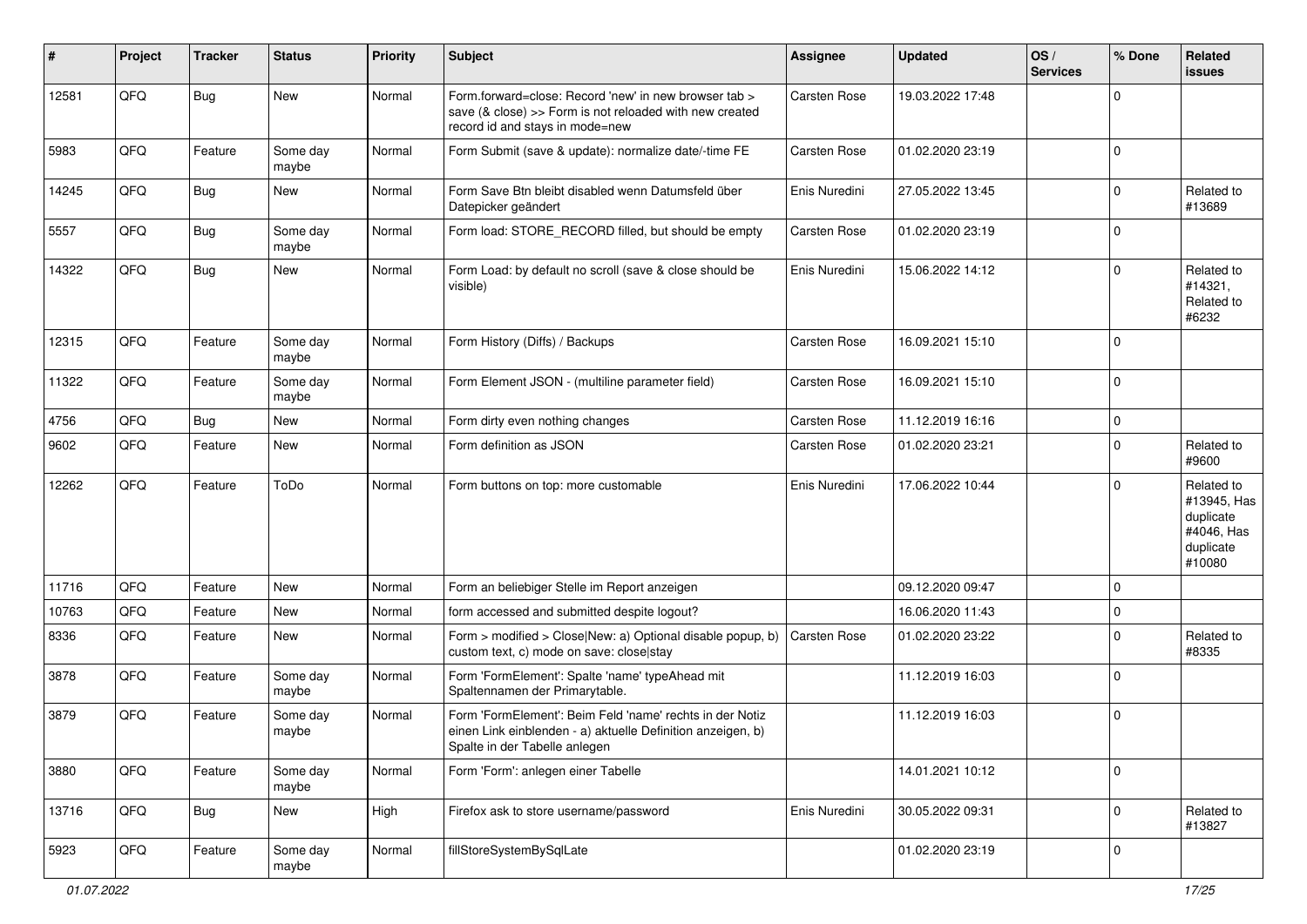| # | Project | Tracker | Status | Priority | Subject | Assignee | Updated | OS / Services | % Done | Related issues |
|---|---|---|---|---|---|---|---|---|---|---|
| 12581 | QFQ | Bug | New | Normal | Form.forward=close: Record 'new' in new browser tab > save (& close) >> Form is not reloaded with new created record id and stays in mode=new | Carsten Rose | 19.03.2022 17:48 | | 0 | |
| 5983 | QFQ | Feature | Some day maybe | Normal | Form Submit (save & update): normalize date/-time FE | Carsten Rose | 01.02.2020 23:19 | | 0 | |
| 14245 | QFQ | Bug | New | Normal | Form Save Btn bleibt disabled wenn Datumsfeld über Datepicker geändert | Enis Nuredini | 27.05.2022 13:45 | | 0 | Related to #13689 |
| 5557 | QFQ | Bug | Some day maybe | Normal | Form load: STORE_RECORD filled, but should be empty | Carsten Rose | 01.02.2020 23:19 | | 0 | |
| 14322 | QFQ | Bug | New | Normal | Form Load: by default no scroll (save & close should be visible) | Enis Nuredini | 15.06.2022 14:12 | | 0 | Related to #14321, Related to #6232 |
| 12315 | QFQ | Feature | Some day maybe | Normal | Form History (Diffs) / Backups | Carsten Rose | 16.09.2021 15:10 | | 0 | |
| 11322 | QFQ | Feature | Some day maybe | Normal | Form Element JSON - (multiline parameter field) | Carsten Rose | 16.09.2021 15:10 | | 0 | |
| 4756 | QFQ | Bug | New | Normal | Form dirty even nothing changes | Carsten Rose | 11.12.2019 16:16 | | 0 | |
| 9602 | QFQ | Feature | New | Normal | Form definition as JSON | Carsten Rose | 01.02.2020 23:21 | | 0 | Related to #9600 |
| 12262 | QFQ | Feature | ToDo | Normal | Form buttons on top: more customable | Enis Nuredini | 17.06.2022 10:44 | | 0 | Related to #13945, Has duplicate #4046, Has duplicate #10080 |
| 11716 | QFQ | Feature | New | Normal | Form an beliebiger Stelle im Report anzeigen | | 09.12.2020 09:47 | | 0 | |
| 10763 | QFQ | Feature | New | Normal | form accessed and submitted despite logout? | | 16.06.2020 11:43 | | 0 | |
| 8336 | QFQ | Feature | New | Normal | Form > modified > Close\|New: a) Optional disable popup, b) custom text, c) mode on save: close\|stay | Carsten Rose | 01.02.2020 23:22 | | 0 | Related to #8335 |
| 3878 | QFQ | Feature | Some day maybe | Normal | Form 'FormElement': Spalte 'name' typeAhead mit Spaltennamen der Primarytable. | | 11.12.2019 16:03 | | 0 | |
| 3879 | QFQ | Feature | Some day maybe | Normal | Form 'FormElement': Beim Feld 'name' rechts in der Notiz einen Link einblenden - a) aktuelle Definition anzeigen, b) Spalte in der Tabelle anlegen | | 11.12.2019 16:03 | | 0 | |
| 3880 | QFQ | Feature | Some day maybe | Normal | Form 'Form': anlegen einer Tabelle | | 14.01.2021 10:12 | | 0 | |
| 13716 | QFQ | Bug | New | High | Firefox ask to store username/password | Enis Nuredini | 30.05.2022 09:31 | | 0 | Related to #13827 |
| 5923 | QFQ | Feature | Some day maybe | Normal | fillStoreSystemBySqlLate | | 01.02.2020 23:19 | | 0 | |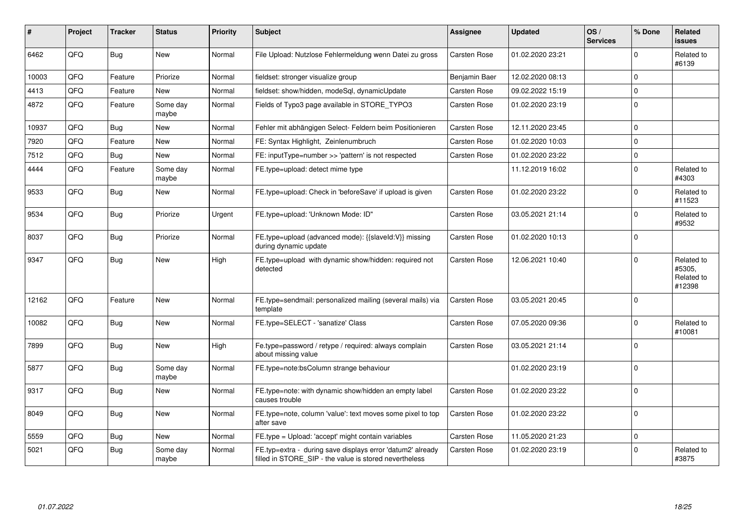| # | Project | Tracker | Status | Priority | Subject | Assignee | Updated | OS / Services | % Done | Related issues |
|---|---|---|---|---|---|---|---|---|---|---|
| 6462 | QFQ | Bug | New | Normal | File Upload: Nutzlose Fehlermeldung wenn Datei zu gross | Carsten Rose | 01.02.2020 23:21 | | 0 | Related to #6139 |
| 10003 | QFQ | Feature | Priorize | Normal | fieldset: stronger visualize group | Benjamin Baer | 12.02.2020 08:13 | | 0 | |
| 4413 | QFQ | Feature | New | Normal | fieldset: show/hidden, modeSql, dynamicUpdate | Carsten Rose | 09.02.2022 15:19 | | 0 | |
| 4872 | QFQ | Feature | Some day maybe | Normal | Fields of Typo3 page available in STORE_TYPO3 | Carsten Rose | 01.02.2020 23:19 | | 0 | |
| 10937 | QFQ | Bug | New | Normal | Fehler mit abhängigen Select- Feldern beim Positionieren | Carsten Rose | 12.11.2020 23:45 | | 0 | |
| 7920 | QFQ | Feature | New | Normal | FE: Syntax Highlight, Zeinlenumbruch | Carsten Rose | 01.02.2020 10:03 | | 0 | |
| 7512 | QFQ | Bug | New | Normal | FE: inputType=number >> 'pattern' is not respected | Carsten Rose | 01.02.2020 23:22 | | 0 | |
| 4444 | QFQ | Feature | Some day maybe | Normal | FE.type=upload: detect mime type | | 11.12.2019 16:02 | | 0 | Related to #4303 |
| 9533 | QFQ | Bug | New | Normal | FE.type=upload: Check in 'beforeSave' if upload is given | Carsten Rose | 01.02.2020 23:22 | | 0 | Related to #11523 |
| 9534 | QFQ | Bug | Priorize | Urgent | FE.type=upload: 'Unknown Mode: ID" | Carsten Rose | 03.05.2021 21:14 | | 0 | Related to #9532 |
| 8037 | QFQ | Bug | Priorize | Normal | FE.type=upload (advanced mode): {{slaveId:V}} missing during dynamic update | Carsten Rose | 01.02.2020 10:13 | | 0 | |
| 9347 | QFQ | Bug | New | High | FE.type=upload with dynamic show/hidden: required not detected | Carsten Rose | 12.06.2021 10:40 | | 0 | Related to #5305, Related to #12398 |
| 12162 | QFQ | Feature | New | Normal | FE.type=sendmail: personalized mailing (several mails) via template | Carsten Rose | 03.05.2021 20:45 | | 0 | |
| 10082 | QFQ | Bug | New | Normal | FE.type=SELECT - 'sanatize' Class | Carsten Rose | 07.05.2020 09:36 | | 0 | Related to #10081 |
| 7899 | QFQ | Bug | New | High | Fe.type=password / retype / required: always complain about missing value | Carsten Rose | 03.05.2021 21:14 | | 0 | |
| 5877 | QFQ | Bug | Some day maybe | Normal | FE.type=note:bsColumn strange behaviour | | 01.02.2020 23:19 | | 0 | |
| 9317 | QFQ | Bug | New | Normal | FE.type=note: with dynamic show/hidden an empty label causes trouble | Carsten Rose | 01.02.2020 23:22 | | 0 | |
| 8049 | QFQ | Bug | New | Normal | FE.type=note, column 'value': text moves some pixel to top after save | Carsten Rose | 01.02.2020 23:22 | | 0 | |
| 5559 | QFQ | Bug | New | Normal | FE.type = Upload: 'accept' might contain variables | Carsten Rose | 11.05.2020 21:23 | | 0 | |
| 5021 | QFQ | Bug | Some day maybe | Normal | FE.typ=extra - during save displays error 'datum2' already filled in STORE_SIP - the value is stored nevertheless | Carsten Rose | 01.02.2020 23:19 | | 0 | Related to #3875 |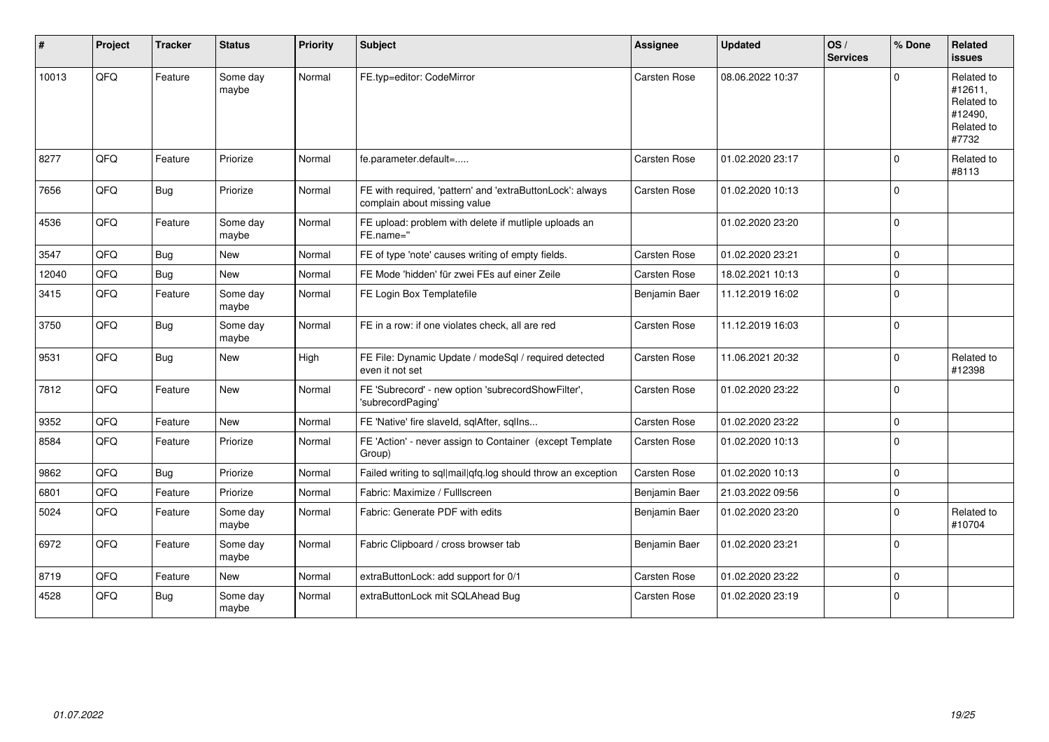| # | Project | Tracker | Status | Priority | Subject | Assignee | Updated | OS / Services | % Done | Related issues |
|---|---|---|---|---|---|---|---|---|---|---|
| 10013 | QFQ | Feature | Some day maybe | Normal | FE.typ=editor: CodeMirror | Carsten Rose | 08.06.2022 10:37 | | 0 | Related to #12611, Related to #12490, Related to #7732 |
| 8277 | QFQ | Feature | Priorize | Normal | fe.parameter.default=..... | Carsten Rose | 01.02.2020 23:17 | | 0 | Related to #8113 |
| 7656 | QFQ | Bug | Priorize | Normal | FE with required, 'pattern' and 'extraButtonLock': always complain about missing value | Carsten Rose | 01.02.2020 10:13 | | 0 | |
| 4536 | QFQ | Feature | Some day maybe | Normal | FE upload: problem with delete if mutliple uploads an FE.name=" | | 01.02.2020 23:20 | | 0 | |
| 3547 | QFQ | Bug | New | Normal | FE of type 'note' causes writing of empty fields. | Carsten Rose | 01.02.2020 23:21 | | 0 | |
| 12040 | QFQ | Bug | New | Normal | FE Mode 'hidden' für zwei FEs auf einer Zeile | Carsten Rose | 18.02.2021 10:13 | | 0 | |
| 3415 | QFQ | Feature | Some day maybe | Normal | FE Login Box Templatefile | Benjamin Baer | 11.12.2019 16:02 | | 0 | |
| 3750 | QFQ | Bug | Some day maybe | Normal | FE in a row: if one violates check, all are red | Carsten Rose | 11.12.2019 16:03 | | 0 | |
| 9531 | QFQ | Bug | New | High | FE File: Dynamic Update / modeSql / required detected even it not set | Carsten Rose | 11.06.2021 20:32 | | 0 | Related to #12398 |
| 7812 | QFQ | Feature | New | Normal | FE 'Subrecord' - new option 'subrecordShowFilter', 'subrecordPaging' | Carsten Rose | 01.02.2020 23:22 | | 0 | |
| 9352 | QFQ | Feature | New | Normal | FE 'Native' fire slaveId, sqlAfter, sqlIns... | Carsten Rose | 01.02.2020 23:22 | | 0 | |
| 8584 | QFQ | Feature | Priorize | Normal | FE 'Action' - never assign to Container (except Template Group) | Carsten Rose | 01.02.2020 10:13 | | 0 | |
| 9862 | QFQ | Bug | Priorize | Normal | Failed writing to sql|mail|qfq.log should throw an exception | Carsten Rose | 01.02.2020 10:13 | | 0 | |
| 6801 | QFQ | Feature | Priorize | Normal | Fabric: Maximize / Fulllscreen | Benjamin Baer | 21.03.2022 09:56 | | 0 | |
| 5024 | QFQ | Feature | Some day maybe | Normal | Fabric: Generate PDF with edits | Benjamin Baer | 01.02.2020 23:20 | | 0 | Related to #10704 |
| 6972 | QFQ | Feature | Some day maybe | Normal | Fabric Clipboard / cross browser tab | Benjamin Baer | 01.02.2020 23:21 | | 0 | |
| 8719 | QFQ | Feature | New | Normal | extraButtonLock: add support for 0/1 | Carsten Rose | 01.02.2020 23:22 | | 0 | |
| 4528 | QFQ | Bug | Some day maybe | Normal | extraButtonLock mit SQLAhead Bug | Carsten Rose | 01.02.2020 23:19 | | 0 | |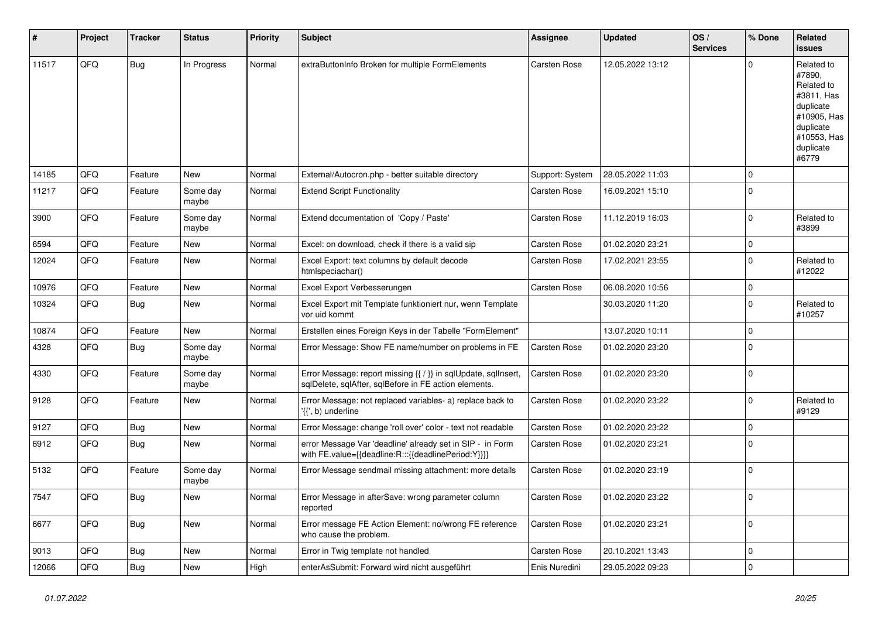| # | Project | Tracker | Status | Priority | Subject | Assignee | Updated | OS / Services | % Done | Related issues |
|---|---|---|---|---|---|---|---|---|---|---|
| 11517 | QFQ | Bug | In Progress | Normal | extraButtonInfo Broken for multiple FormElements | Carsten Rose | 12.05.2022 13:12 | | 0 | Related to #7890, Related to #3811, Has duplicate #10905, Has duplicate #10553, Has duplicate #6779 |
| 14185 | QFQ | Feature | New | Normal | External/Autocron.php - better suitable directory | Support: System | 28.05.2022 11:03 | | 0 | |
| 11217 | QFQ | Feature | Some day maybe | Normal | Extend Script Functionality | Carsten Rose | 16.09.2021 15:10 | | 0 | |
| 3900 | QFQ | Feature | Some day maybe | Normal | Extend documentation of 'Copy / Paste' | Carsten Rose | 11.12.2019 16:03 | | 0 | Related to #3899 |
| 6594 | QFQ | Feature | New | Normal | Excel: on download, check if there is a valid sip | Carsten Rose | 01.02.2020 23:21 | | 0 | |
| 12024 | QFQ | Feature | New | Normal | Excel Export: text columns by default decode htmlspeciachar() | Carsten Rose | 17.02.2021 23:55 | | 0 | Related to #12022 |
| 10976 | QFQ | Feature | New | Normal | Excel Export Verbesserungen | Carsten Rose | 06.08.2020 10:56 | | 0 | |
| 10324 | QFQ | Bug | New | Normal | Excel Export mit Template funktioniert nur, wenn Template vor uid kommt | | 30.03.2020 11:20 | | 0 | Related to #10257 |
| 10874 | QFQ | Feature | New | Normal | Erstellen eines Foreign Keys in der Tabelle "FormElement" | | 13.07.2020 10:11 | | 0 | |
| 4328 | QFQ | Bug | Some day maybe | Normal | Error Message: Show FE name/number on problems in FE | Carsten Rose | 01.02.2020 23:20 | | 0 | |
| 4330 | QFQ | Feature | Some day maybe | Normal | Error Message: report missing {{ / }} in sqlUpdate, sqlInsert, sqlDelete, sqlAfter, sqlBefore in FE action elements. | Carsten Rose | 01.02.2020 23:20 | | 0 | |
| 9128 | QFQ | Feature | New | Normal | Error Message: not replaced variables- a) replace back to '{{', b) underline | Carsten Rose | 01.02.2020 23:22 | | 0 | Related to #9129 |
| 9127 | QFQ | Bug | New | Normal | Error Message: change 'roll over' color - text not readable | Carsten Rose | 01.02.2020 23:22 | | 0 | |
| 6912 | QFQ | Bug | New | Normal | error Message Var 'deadline' already set in SIP - in Form with FE.value={{deadline:R:::{{deadlinePeriod:Y}}}} | Carsten Rose | 01.02.2020 23:21 | | 0 | |
| 5132 | QFQ | Feature | Some day maybe | Normal | Error Message sendmail missing attachment: more details | Carsten Rose | 01.02.2020 23:19 | | 0 | |
| 7547 | QFQ | Bug | New | Normal | Error Message in afterSave: wrong parameter column reported | Carsten Rose | 01.02.2020 23:22 | | 0 | |
| 6677 | QFQ | Bug | New | Normal | Error message FE Action Element: no/wrong FE reference who cause the problem. | Carsten Rose | 01.02.2020 23:21 | | 0 | |
| 9013 | QFQ | Bug | New | Normal | Error in Twig template not handled | Carsten Rose | 20.10.2021 13:43 | | 0 | |
| 12066 | QFQ | Bug | New | High | enterAsSubmit: Forward wird nicht ausgeführt | Enis Nuredini | 29.05.2022 09:23 | | 0 | |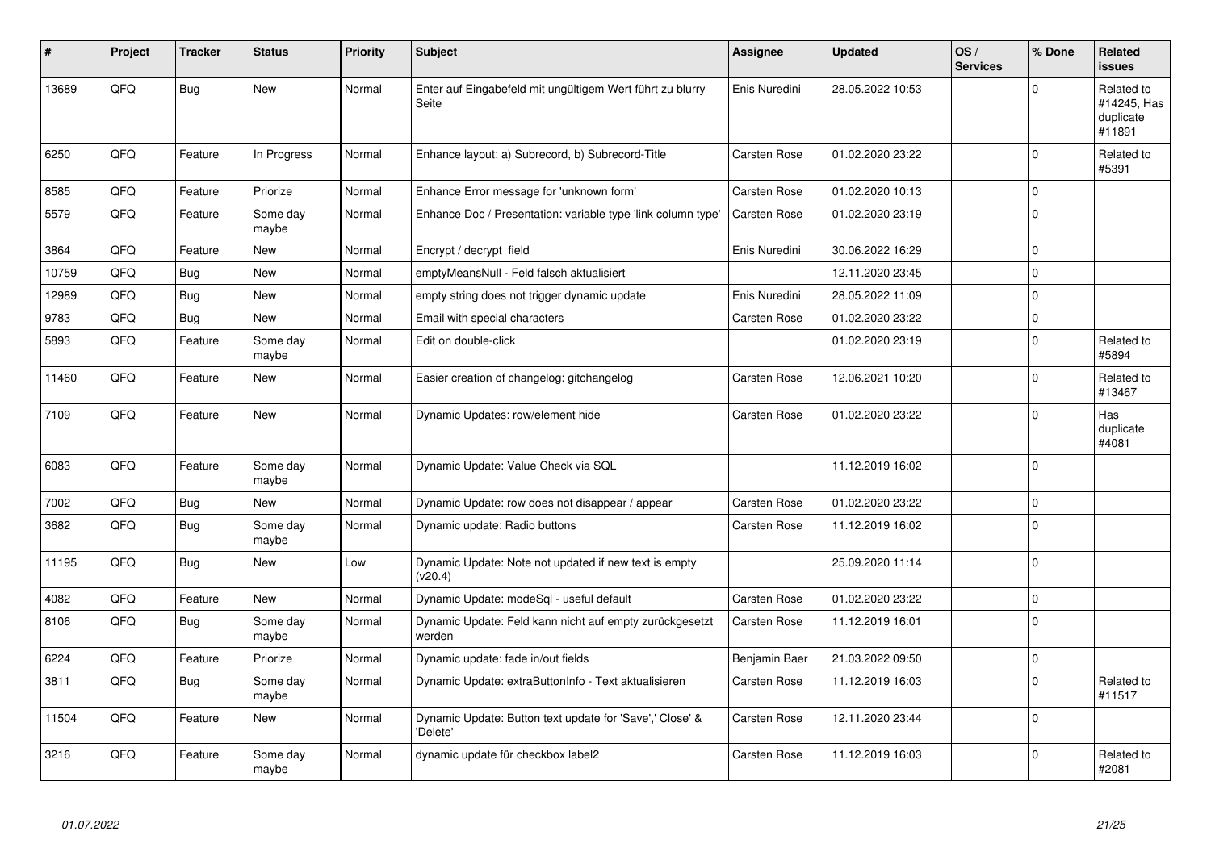| # | Project | Tracker | Status | Priority | Subject | Assignee | Updated | OS / Services | % Done | Related issues |
|---|---|---|---|---|---|---|---|---|---|---|
| 13689 | QFQ | Bug | New | Normal | Enter auf Eingabefeld mit ungültigem Wert führt zu blurry Seite | Enis Nuredini | 28.05.2022 10:53 | | 0 | Related to #14245, Has duplicate #11891 |
| 6250 | QFQ | Feature | In Progress | Normal | Enhance layout: a) Subrecord, b) Subrecord-Title | Carsten Rose | 01.02.2020 23:22 | | 0 | Related to #5391 |
| 8585 | QFQ | Feature | Priorize | Normal | Enhance Error message for 'unknown form' | Carsten Rose | 01.02.2020 10:13 | | 0 | |
| 5579 | QFQ | Feature | Some day maybe | Normal | Enhance Doc / Presentation: variable type 'link column type' | Carsten Rose | 01.02.2020 23:19 | | 0 | |
| 3864 | QFQ | Feature | New | Normal | Encrypt / decrypt field | Enis Nuredini | 30.06.2022 16:29 | | 0 | |
| 10759 | QFQ | Bug | New | Normal | emptyMeansNull - Feld falsch aktualisiert | | 12.11.2020 23:45 | | 0 | |
| 12989 | QFQ | Bug | New | Normal | empty string does not trigger dynamic update | Enis Nuredini | 28.05.2022 11:09 | | 0 | |
| 9783 | QFQ | Bug | New | Normal | Email with special characters | Carsten Rose | 01.02.2020 23:22 | | 0 | |
| 5893 | QFQ | Feature | Some day maybe | Normal | Edit on double-click | | 01.02.2020 23:19 | | 0 | Related to #5894 |
| 11460 | QFQ | Feature | New | Normal | Easier creation of changelog: gitchangelog | Carsten Rose | 12.06.2021 10:20 | | 0 | Related to #13467 |
| 7109 | QFQ | Feature | New | Normal | Dynamic Updates: row/element hide | Carsten Rose | 01.02.2020 23:22 | | 0 | Has duplicate #4081 |
| 6083 | QFQ | Feature | Some day maybe | Normal | Dynamic Update: Value Check via SQL | | 11.12.2019 16:02 | | 0 | |
| 7002 | QFQ | Bug | New | Normal | Dynamic Update: row does not disappear / appear | Carsten Rose | 01.02.2020 23:22 | | 0 | |
| 3682 | QFQ | Bug | Some day maybe | Normal | Dynamic update: Radio buttons | Carsten Rose | 11.12.2019 16:02 | | 0 | |
| 11195 | QFQ | Bug | New | Low | Dynamic Update: Note not updated if new text is empty (v20.4) | | 25.09.2020 11:14 | | 0 | |
| 4082 | QFQ | Feature | New | Normal | Dynamic Update: modeSql - useful default | Carsten Rose | 01.02.2020 23:22 | | 0 | |
| 8106 | QFQ | Bug | Some day maybe | Normal | Dynamic Update: Feld kann nicht auf empty zurückgesetzt werden | Carsten Rose | 11.12.2019 16:01 | | 0 | |
| 6224 | QFQ | Feature | Priorize | Normal | Dynamic update: fade in/out fields | Benjamin Baer | 21.03.2022 09:50 | | 0 | |
| 3811 | QFQ | Bug | Some day maybe | Normal | Dynamic Update: extraButtonInfo - Text aktualisieren | Carsten Rose | 11.12.2019 16:03 | | 0 | Related to #11517 |
| 11504 | QFQ | Feature | New | Normal | Dynamic Update: Button text update for 'Save',' Close' & 'Delete' | Carsten Rose | 12.11.2020 23:44 | | 0 | |
| 3216 | QFQ | Feature | Some day maybe | Normal | dynamic update für checkbox label2 | Carsten Rose | 11.12.2019 16:03 | | 0 | Related to #2081 |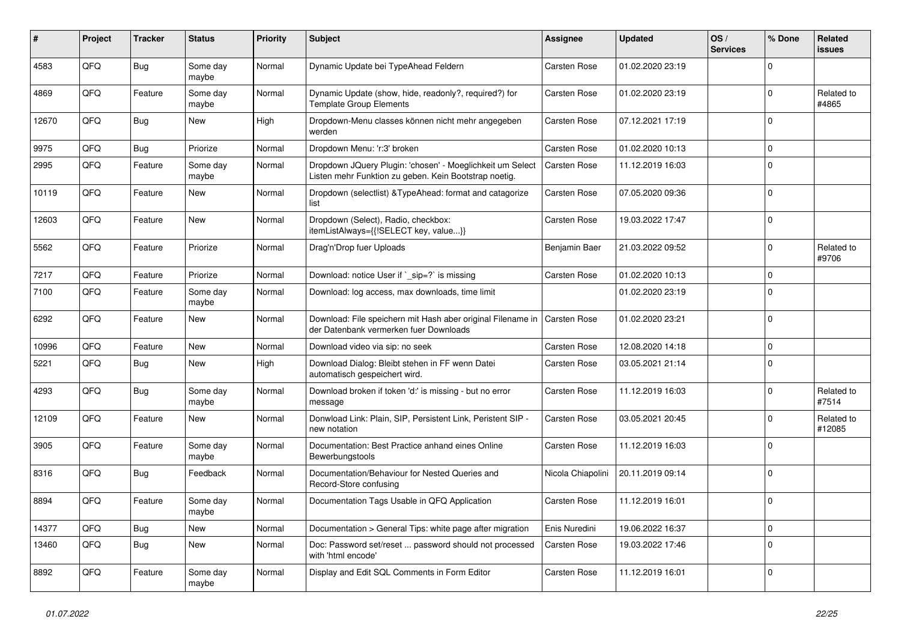| # | Project | Tracker | Status | Priority | Subject | Assignee | Updated | OS / Services | % Done | Related issues |
|---|---|---|---|---|---|---|---|---|---|---|
| 4583 | QFQ | Bug | Some day maybe | Normal | Dynamic Update bei TypeAhead Feldern | Carsten Rose | 01.02.2020 23:19 | | 0 | |
| 4869 | QFQ | Feature | Some day maybe | Normal | Dynamic Update (show, hide, readonly?, required?) for Template Group Elements | Carsten Rose | 01.02.2020 23:19 | | 0 | Related to #4865 |
| 12670 | QFQ | Bug | New | High | Dropdown-Menu classes können nicht mehr angegeben werden | Carsten Rose | 07.12.2021 17:19 | | 0 | |
| 9975 | QFQ | Bug | Priorize | Normal | Dropdown Menu: 'r:3' broken | Carsten Rose | 01.02.2020 10:13 | | 0 | |
| 2995 | QFQ | Feature | Some day maybe | Normal | Dropdown JQuery Plugin: 'chosen' - Moeglichkeit um Select Listen mehr Funktion zu geben. Kein Bootstrap noetig. | Carsten Rose | 11.12.2019 16:03 | | 0 | |
| 10119 | QFQ | Feature | New | Normal | Dropdown (selectlist) &TypeAhead: format and catagorize list | Carsten Rose | 07.05.2020 09:36 | | 0 | |
| 12603 | QFQ | Feature | New | Normal | Dropdown (Select), Radio, checkbox: itemListAlways={{!SELECT key, value...}} | Carsten Rose | 19.03.2022 17:47 | | 0 | |
| 5562 | QFQ | Feature | Priorize | Normal | Drag'n'Drop fuer Uploads | Benjamin Baer | 21.03.2022 09:52 | | 0 | Related to #9706 |
| 7217 | QFQ | Feature | Priorize | Normal | Download: notice User if `_sip=?` is missing | Carsten Rose | 01.02.2020 10:13 | | 0 | |
| 7100 | QFQ | Feature | Some day maybe | Normal | Download: log access, max downloads, time limit | | 01.02.2020 23:19 | | 0 | |
| 6292 | QFQ | Feature | New | Normal | Download: File speichern mit Hash aber original Filename in der Datenbank vermerken fuer Downloads | Carsten Rose | 01.02.2020 23:21 | | 0 | |
| 10996 | QFQ | Feature | New | Normal | Download video via sip: no seek | Carsten Rose | 12.08.2020 14:18 | | 0 | |
| 5221 | QFQ | Bug | New | High | Download Dialog: Bleibt stehen in FF wenn Datei automatisch gespeichert wird. | Carsten Rose | 03.05.2021 21:14 | | 0 | |
| 4293 | QFQ | Bug | Some day maybe | Normal | Download broken if token 'd:' is missing - but no error message | Carsten Rose | 11.12.2019 16:03 | | 0 | Related to #7514 |
| 12109 | QFQ | Feature | New | Normal | Donwload Link: Plain, SIP, Persistent Link, Peristent SIP - new notation | Carsten Rose | 03.05.2021 20:45 | | 0 | Related to #12085 |
| 3905 | QFQ | Feature | Some day maybe | Normal | Documentation: Best Practice anhand eines Online Bewerbungstools | Carsten Rose | 11.12.2019 16:03 | | 0 | |
| 8316 | QFQ | Bug | Feedback | Normal | Documentation/Behaviour for Nested Queries and Record-Store confusing | Nicola Chiapolini | 20.11.2019 09:14 | | 0 | |
| 8894 | QFQ | Feature | Some day maybe | Normal | Documentation Tags Usable in QFQ Application | Carsten Rose | 11.12.2019 16:01 | | 0 | |
| 14377 | QFQ | Bug | New | Normal | Documentation > General Tips: white page after migration | Enis Nuredini | 19.06.2022 16:37 | | 0 | |
| 13460 | QFQ | Bug | New | Normal | Doc: Password set/reset ... password should not processed with 'html encode' | Carsten Rose | 19.03.2022 17:46 | | 0 | |
| 8892 | QFQ | Feature | Some day maybe | Normal | Display and Edit SQL Comments in Form Editor | Carsten Rose | 11.12.2019 16:01 | | 0 | |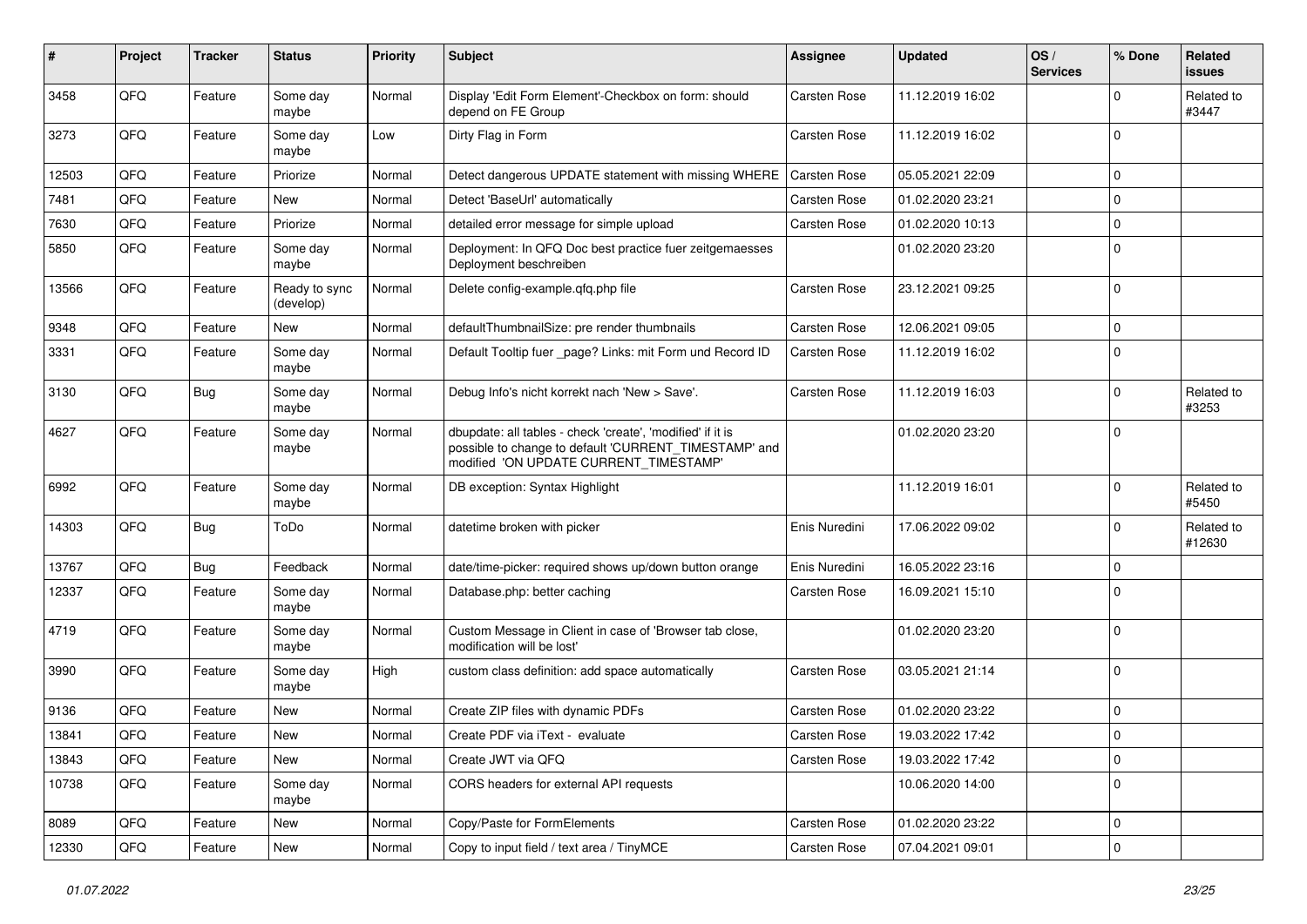| # | Project | Tracker | Status | Priority | Subject | Assignee | Updated | OS / Services | % Done | Related issues |
|---|---|---|---|---|---|---|---|---|---|---|
| 3458 | QFQ | Feature | Some day maybe | Normal | Display 'Edit Form Element'-Checkbox on form: should depend on FE Group | Carsten Rose | 11.12.2019 16:02 | | 0 | Related to #3447 |
| 3273 | QFQ | Feature | Some day maybe | Low | Dirty Flag in Form | Carsten Rose | 11.12.2019 16:02 | | 0 | |
| 12503 | QFQ | Feature | Priorize | Normal | Detect dangerous UPDATE statement with missing WHERE | Carsten Rose | 05.05.2021 22:09 | | 0 | |
| 7481 | QFQ | Feature | New | Normal | Detect 'BaseUrl' automatically | Carsten Rose | 01.02.2020 23:21 | | 0 | |
| 7630 | QFQ | Feature | Priorize | Normal | detailed error message for simple upload | Carsten Rose | 01.02.2020 10:13 | | 0 | |
| 5850 | QFQ | Feature | Some day maybe | Normal | Deployment: In QFQ Doc best practice fuer zeitgemaesses Deployment beschreiben | | 01.02.2020 23:20 | | 0 | |
| 13566 | QFQ | Feature | Ready to sync (develop) | Normal | Delete config-example.qfq.php file | Carsten Rose | 23.12.2021 09:25 | | 0 | |
| 9348 | QFQ | Feature | New | Normal | defaultThumbnailSize: pre render thumbnails | Carsten Rose | 12.06.2021 09:05 | | 0 | |
| 3331 | QFQ | Feature | Some day maybe | Normal | Default Tooltip fuer _page? Links: mit Form und Record ID | Carsten Rose | 11.12.2019 16:02 | | 0 | |
| 3130 | QFQ | Bug | Some day maybe | Normal | Debug Info's nicht korrekt nach 'New > Save'. | Carsten Rose | 11.12.2019 16:03 | | 0 | Related to #3253 |
| 4627 | QFQ | Feature | Some day maybe | Normal | dbupdate: all tables - check 'create', 'modified' if it is possible to change to default 'CURRENT_TIMESTAMP' and modified 'ON UPDATE CURRENT_TIMESTAMP' | | 01.02.2020 23:20 | | 0 | |
| 6992 | QFQ | Feature | Some day maybe | Normal | DB exception: Syntax Highlight | | 11.12.2019 16:01 | | 0 | Related to #5450 |
| 14303 | QFQ | Bug | ToDo | Normal | datetime broken with picker | Enis Nuredini | 17.06.2022 09:02 | | 0 | Related to #12630 |
| 13767 | QFQ | Bug | Feedback | Normal | date/time-picker: required shows up/down button orange | Enis Nuredini | 16.05.2022 23:16 | | 0 | |
| 12337 | QFQ | Feature | Some day maybe | Normal | Database.php: better caching | Carsten Rose | 16.09.2021 15:10 | | 0 | |
| 4719 | QFQ | Feature | Some day maybe | Normal | Custom Message in Client in case of 'Browser tab close, modification will be lost' | | 01.02.2020 23:20 | | 0 | |
| 3990 | QFQ | Feature | Some day maybe | High | custom class definition: add space automatically | Carsten Rose | 03.05.2021 21:14 | | 0 | |
| 9136 | QFQ | Feature | New | Normal | Create ZIP files with dynamic PDFs | Carsten Rose | 01.02.2020 23:22 | | 0 | |
| 13841 | QFQ | Feature | New | Normal | Create PDF via iText - evaluate | Carsten Rose | 19.03.2022 17:42 | | 0 | |
| 13843 | QFQ | Feature | New | Normal | Create JWT via QFQ | Carsten Rose | 19.03.2022 17:42 | | 0 | |
| 10738 | QFQ | Feature | Some day maybe | Normal | CORS headers for external API requests | | 10.06.2020 14:00 | | 0 | |
| 8089 | QFQ | Feature | New | Normal | Copy/Paste for FormElements | Carsten Rose | 01.02.2020 23:22 | | 0 | |
| 12330 | QFQ | Feature | New | Normal | Copy to input field / text area / TinyMCE | Carsten Rose | 07.04.2021 09:01 | | 0 | |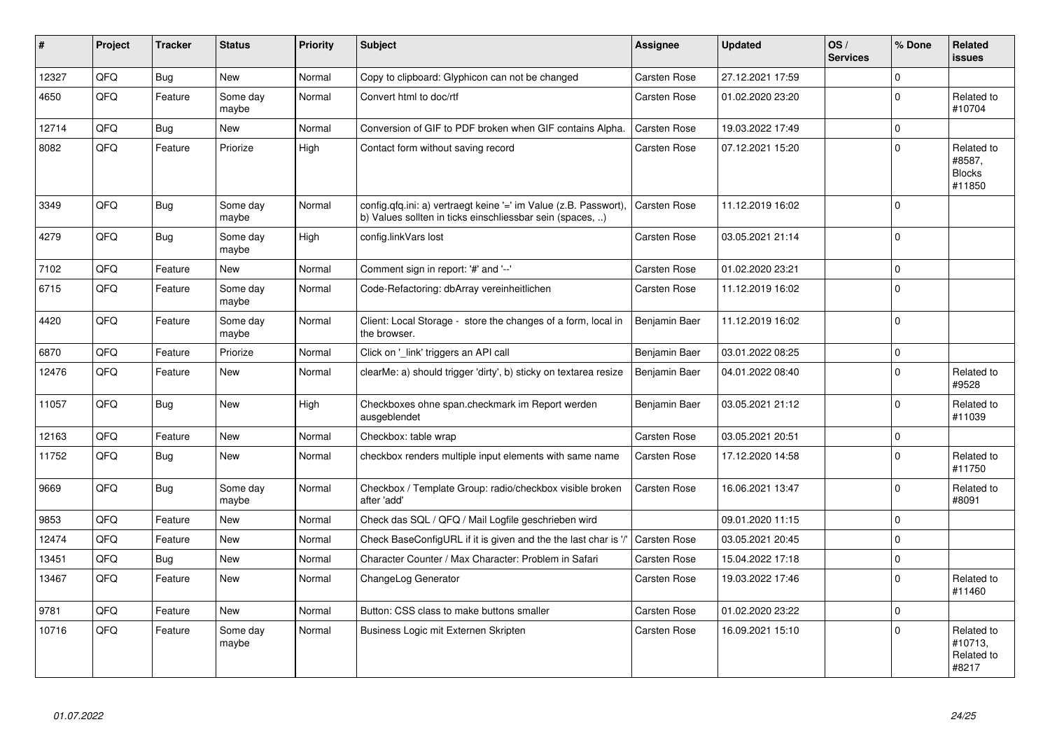| # | Project | Tracker | Status | Priority | Subject | Assignee | Updated | OS / Services | % Done | Related issues |
|---|---|---|---|---|---|---|---|---|---|---|
| 12327 | QFQ | Bug | New | Normal | Copy to clipboard: Glyphicon can not be changed | Carsten Rose | 27.12.2021 17:59 | | 0 | |
| 4650 | QFQ | Feature | Some day maybe | Normal | Convert html to doc/rtf | Carsten Rose | 01.02.2020 23:20 | | 0 | Related to #10704 |
| 12714 | QFQ | Bug | New | Normal | Conversion of GIF to PDF broken when GIF contains Alpha. | Carsten Rose | 19.03.2022 17:49 | | 0 | |
| 8082 | QFQ | Feature | Priorize | High | Contact form without saving record | Carsten Rose | 07.12.2021 15:20 | | 0 | Related to #8587, Blocks #11850 |
| 3349 | QFQ | Bug | Some day maybe | Normal | config.qfq.ini: a) vertraegt keine '=' im Value (z.B. Passwort), b) Values sollten in ticks einschliessbar sein (spaces, ..) | Carsten Rose | 11.12.2019 16:02 | | 0 | |
| 4279 | QFQ | Bug | Some day maybe | High | config.linkVars lost | Carsten Rose | 03.05.2021 21:14 | | 0 | |
| 7102 | QFQ | Feature | New | Normal | Comment sign in report: '#' and '--' | Carsten Rose | 01.02.2020 23:21 | | 0 | |
| 6715 | QFQ | Feature | Some day maybe | Normal | Code-Refactoring: dbArray vereinheitlichen | Carsten Rose | 11.12.2019 16:02 | | 0 | |
| 4420 | QFQ | Feature | Some day maybe | Normal | Client: Local Storage - store the changes of a form, local in the browser. | Benjamin Baer | 11.12.2019 16:02 | | 0 | |
| 6870 | QFQ | Feature | Priorize | Normal | Click on '_link' triggers an API call | Benjamin Baer | 03.01.2022 08:25 | | 0 | |
| 12476 | QFQ | Feature | New | Normal | clearMe: a) should trigger 'dirty', b) sticky on textarea resize | Benjamin Baer | 04.01.2022 08:40 | | 0 | Related to #9528 |
| 11057 | QFQ | Bug | New | High | Checkboxes ohne span.checkmark im Report werden ausgeblendet | Benjamin Baer | 03.05.2021 21:12 | | 0 | Related to #11039 |
| 12163 | QFQ | Feature | New | Normal | Checkbox: table wrap | Carsten Rose | 03.05.2021 20:51 | | 0 | |
| 11752 | QFQ | Bug | New | Normal | checkbox renders multiple input elements with same name | Carsten Rose | 17.12.2020 14:58 | | 0 | Related to #11750 |
| 9669 | QFQ | Bug | Some day maybe | Normal | Checkbox / Template Group: radio/checkbox visible broken after 'add' | Carsten Rose | 16.06.2021 13:47 | | 0 | Related to #8091 |
| 9853 | QFQ | Feature | New | Normal | Check das SQL / QFQ / Mail Logfile geschrieben wird | | 09.01.2020 11:15 | | 0 | |
| 12474 | QFQ | Feature | New | Normal | Check BaseConfigURL if it is given and the the last char is '/' | Carsten Rose | 03.05.2021 20:45 | | 0 | |
| 13451 | QFQ | Bug | New | Normal | Character Counter / Max Character: Problem in Safari | Carsten Rose | 15.04.2022 17:18 | | 0 | |
| 13467 | QFQ | Feature | New | Normal | ChangeLog Generator | Carsten Rose | 19.03.2022 17:46 | | 0 | Related to #11460 |
| 9781 | QFQ | Feature | New | Normal | Button: CSS class to make buttons smaller | Carsten Rose | 01.02.2020 23:22 | | 0 | |
| 10716 | QFQ | Feature | Some day maybe | Normal | Business Logic mit Externen Skripten | Carsten Rose | 16.09.2021 15:10 | | 0 | Related to #10713, Related to #8217 |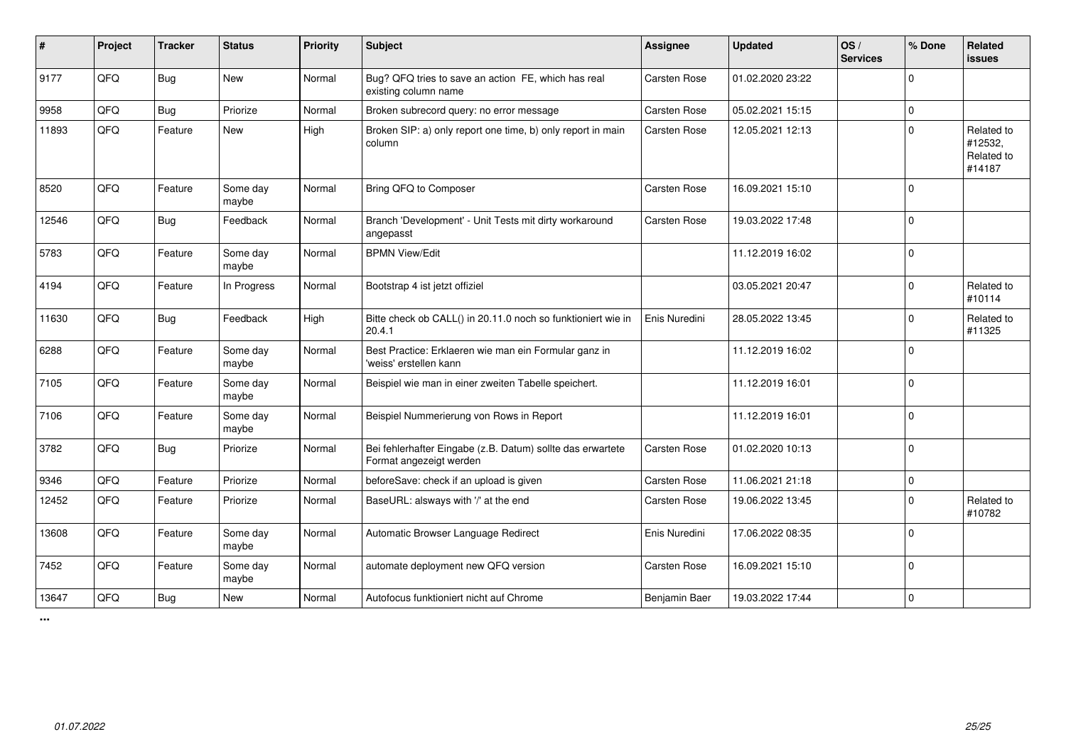| # | Project | Tracker | Status | Priority | Subject | Assignee | Updated | OS / Services | % Done | Related issues |
|---|---|---|---|---|---|---|---|---|---|---|
| 9177 | QFQ | Bug | New | Normal | Bug? QFQ tries to save an action FE, which has real existing column name | Carsten Rose | 01.02.2020 23:22 | | 0 | |
| 9958 | QFQ | Bug | Priorize | Normal | Broken subrecord query: no error message | Carsten Rose | 05.02.2021 15:15 | | 0 | |
| 11893 | QFQ | Feature | New | High | Broken SIP: a) only report one time, b) only report in main column | Carsten Rose | 12.05.2021 12:13 | | 0 | Related to #12532, Related to #14187 |
| 8520 | QFQ | Feature | Some day maybe | Normal | Bring QFQ to Composer | Carsten Rose | 16.09.2021 15:10 | | 0 | |
| 12546 | QFQ | Bug | Feedback | Normal | Branch 'Development' - Unit Tests mit dirty workaround angepasst | Carsten Rose | 19.03.2022 17:48 | | 0 | |
| 5783 | QFQ | Feature | Some day maybe | Normal | BPMN View/Edit | | 11.12.2019 16:02 | | 0 | |
| 4194 | QFQ | Feature | In Progress | Normal | Bootstrap 4 ist jetzt offiziel | | 03.05.2021 20:47 | | 0 | Related to #10114 |
| 11630 | QFQ | Bug | Feedback | High | Bitte check ob CALL() in 20.11.0 noch so funktioniert wie in 20.4.1 | Enis Nuredini | 28.05.2022 13:45 | | 0 | Related to #11325 |
| 6288 | QFQ | Feature | Some day maybe | Normal | Best Practice: Erklaeren wie man ein Formular ganz in 'weiss' erstellen kann | | 11.12.2019 16:02 | | 0 | |
| 7105 | QFQ | Feature | Some day maybe | Normal | Beispiel wie man in einer zweiten Tabelle speichert. | | 11.12.2019 16:01 | | 0 | |
| 7106 | QFQ | Feature | Some day maybe | Normal | Beispiel Nummerierung von Rows in Report | | 11.12.2019 16:01 | | 0 | |
| 3782 | QFQ | Bug | Priorize | Normal | Bei fehlerhafter Eingabe (z.B. Datum) sollte das erwartete Format angezeigt werden | Carsten Rose | 01.02.2020 10:13 | | 0 | |
| 9346 | QFQ | Feature | Priorize | Normal | beforeSave: check if an upload is given | Carsten Rose | 11.06.2021 21:18 | | 0 | |
| 12452 | QFQ | Feature | Priorize | Normal | BaseURL: alsways with '/' at the end | Carsten Rose | 19.06.2022 13:45 | | 0 | Related to #10782 |
| 13608 | QFQ | Feature | Some day maybe | Normal | Automatic Browser Language Redirect | Enis Nuredini | 17.06.2022 08:35 | | 0 | |
| 7452 | QFQ | Feature | Some day maybe | Normal | automate deployment new QFQ version | Carsten Rose | 16.09.2021 15:10 | | 0 | |
| 13647 | QFQ | Bug | New | Normal | Autofocus funktioniert nicht auf Chrome | Benjamin Baer | 19.03.2022 17:44 | | 0 | |

...